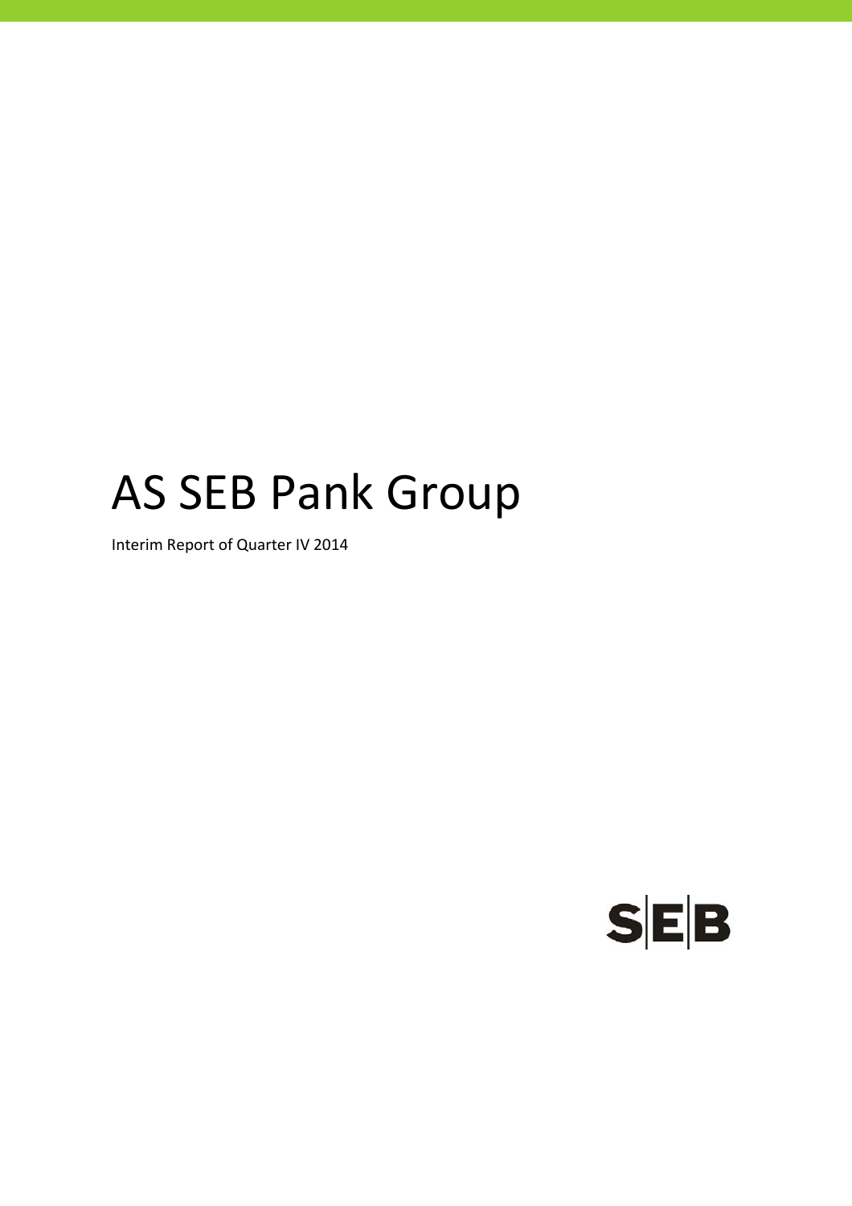# AS SEB Pank Group

Interim Report of Quarter IV 2014

SEB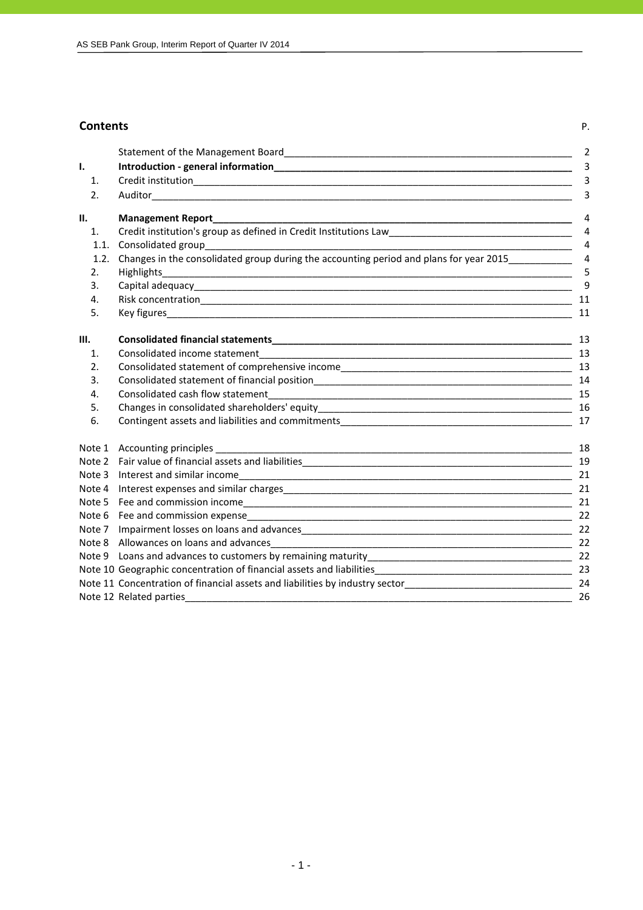## Contents

| | | P. |
|---|---|---|
| | Statement of the Management Board | 2 |
| **I.** | **Introduction - general information** | 3 |
| 1. | Credit institution | 3 |
| 2. | Auditor | 3 |
| **II.** | **Management Report** | 4 |
| 1. | Credit institution's group as defined in Credit Institutions Law | 4 |
| 1.1. | Consolidated group | 4 |
| 1.2. | Changes in the consolidated group during the accounting period and plans for year 2015 | 4 |
| 2. | Highlights | 5 |
| 3. | Capital adequacy | 9 |
| 4. | Risk concentration | 11 |
| 5. | Key figures | 11 |
| **III.** | **Consolidated financial statements** | 13 |
| 1. | Consolidated income statement | 13 |
| 2. | Consolidated statement of comprehensive income | 13 |
| 3. | Consolidated statement of financial position | 14 |
| 4. | Consolidated cash flow statement | 15 |
| 5. | Changes in consolidated shareholders' equity | 16 |
| 6. | Contingent assets and liabilities and commitments | 17 |
| Note 1 | Accounting principles | 18 |
| Note 2 | Fair value of financial assets and liabilities | 19 |
| Note 3 | Interest and similar income | 21 |
| Note 4 | Interest expenses and similar charges | 21 |
| Note 5 | Fee and commission income | 21 |
| Note 6 | Fee and commission expense | 22 |
| Note 7 | Impairment losses on loans and advances | 22 |
| Note 8 | Allowances on loans and advances | 22 |
| Note 9 | Loans and advances to customers by remaining maturity | 22 |
| Note 10 | Geographic concentration of financial assets and liabilities | 23 |
| Note 11 | Concentration of financial assets and liabilities by industry sector | 24 |
| Note 12 | Related parties | 26 |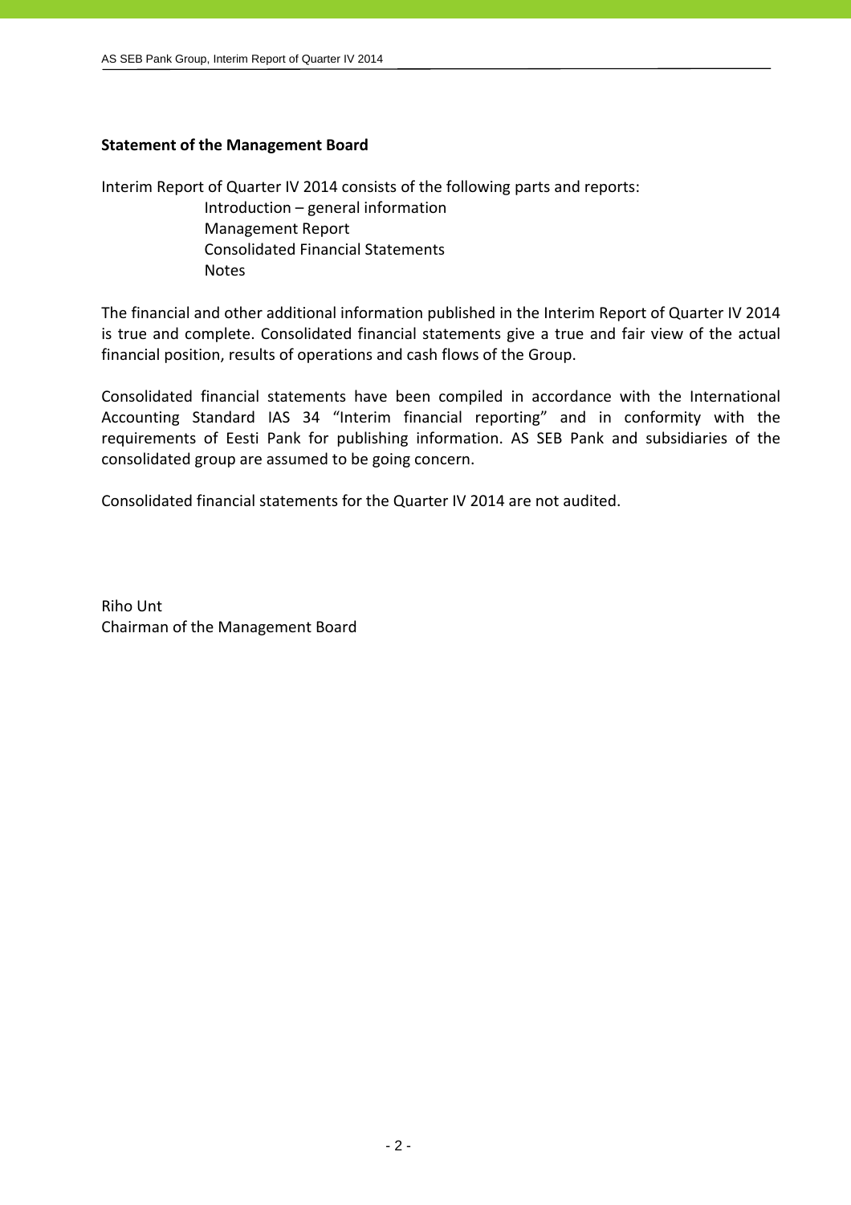**Statement of the Management Board**

Interim Report of Quarter IV 2014 consists of the following parts and reports:

- Introduction – general information
- Management Report
- Consolidated Financial Statements
- Notes

The financial and other additional information published in the Interim Report of Quarter IV 2014 is true and complete. Consolidated financial statements give a true and fair view of the actual financial position, results of operations and cash flows of the Group.

Consolidated financial statements have been compiled in accordance with the International Accounting Standard IAS 34 "Interim financial reporting" and in conformity with the requirements of Eesti Pank for publishing information. AS SEB Pank and subsidiaries of the consolidated group are assumed to be going concern.

Consolidated financial statements for the Quarter IV 2014 are not audited.

Riho Unt
Chairman of the Management Board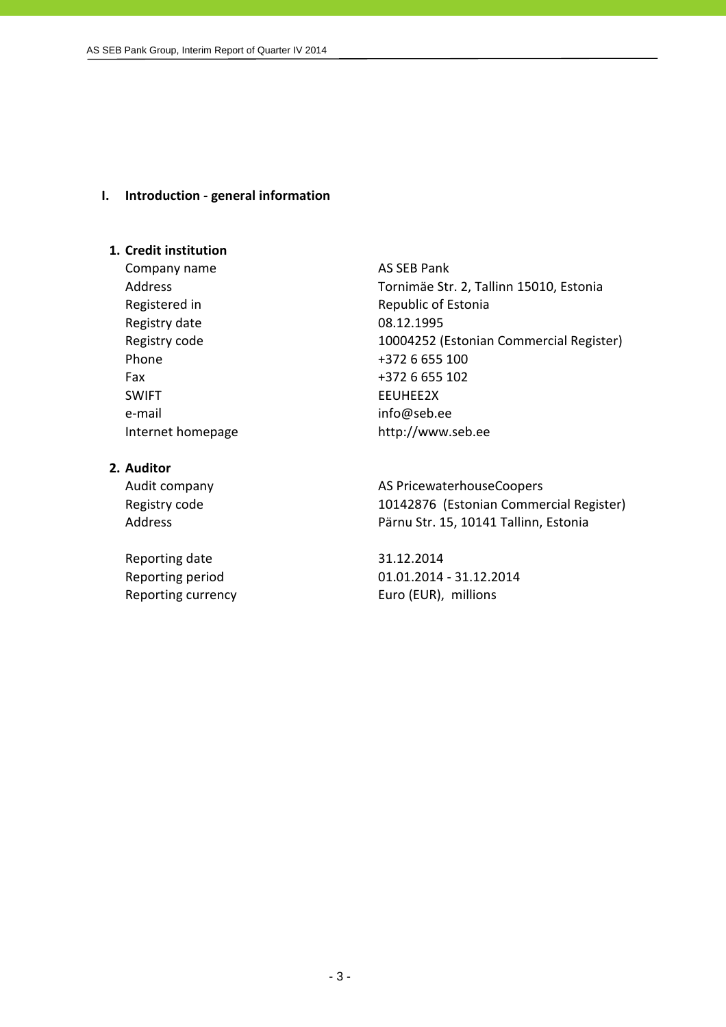# I. Introduction - general information

## 1. Credit institution

| | |
|---|---|
| Company name | AS SEB Pank |
| Address | Tornimäe Str. 2, Tallinn 15010, Estonia |
| Registered in | Republic of Estonia |
| Registry date | 08.12.1995 |
| Registry code | 10004252 (Estonian Commercial Register) |
| Phone | +372 6 655 100 |
| Fax | +372 6 655 102 |
| SWIFT | EEUHEE2X |
| e-mail | info@seb.ee |
| Internet homepage | http://www.seb.ee |

## 2. Auditor

| | |
|---|---|
| Audit company | AS PricewaterhouseCoopers |
| Registry code | 10142876 (Estonian Commercial Register) |
| Address | Pärnu Str. 15, 10141 Tallinn, Estonia |

| | |
|---|---|
| Reporting date | 31.12.2014 |
| Reporting period | 01.01.2014 - 31.12.2014 |
| Reporting currency | Euro (EUR), millions |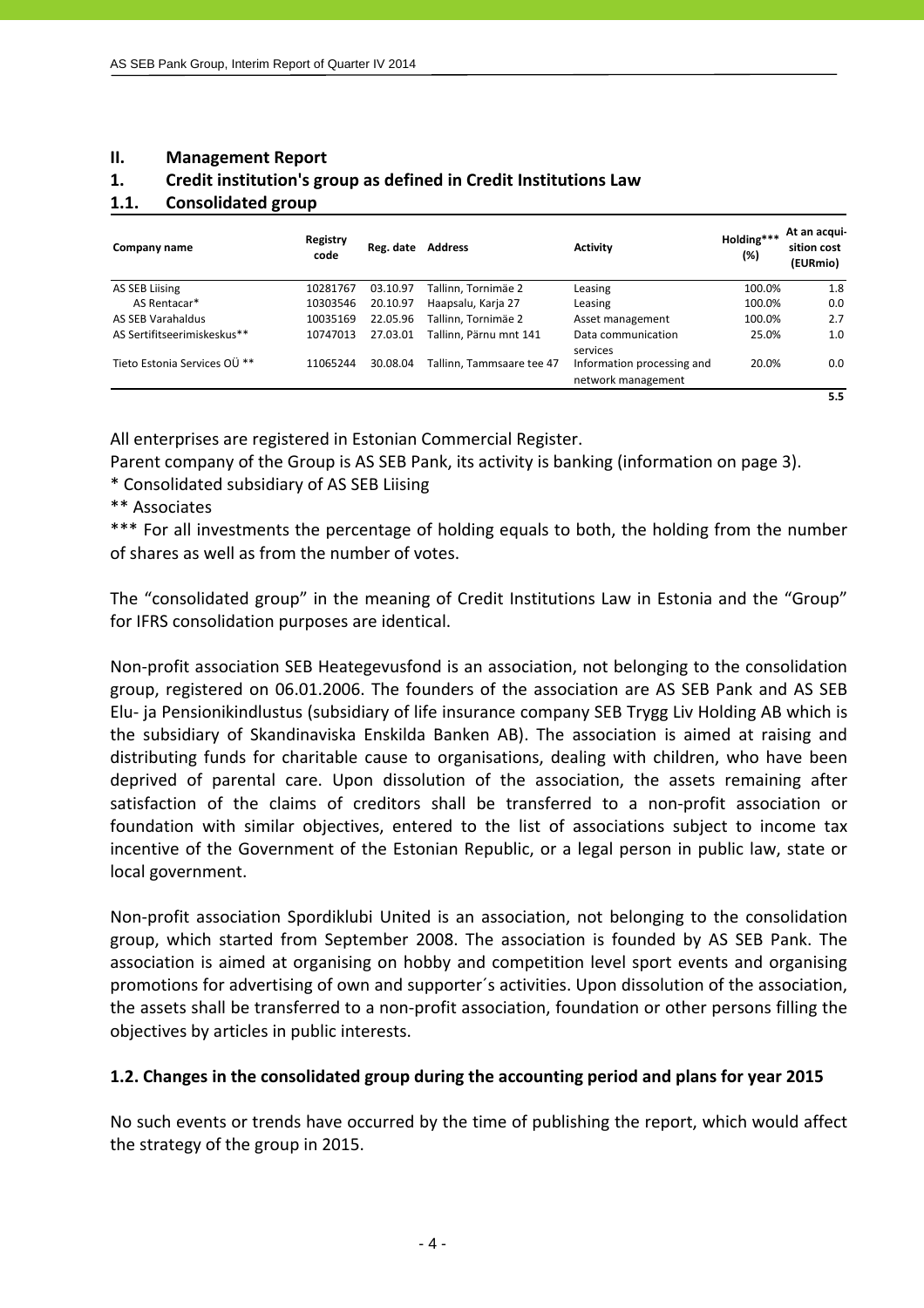## II. Management Report

### 1. Credit institution's group as defined in Credit Institutions Law

### 1.1. Consolidated group

| Company name | Registry code | Reg. date | Address | Activity | Holding*** (%) | At an acquisition cost (EURmio) |
|---|---|---|---|---|---|---|
| AS SEB Liising | 10281767 | 03.10.97 | Tallinn, Tornimäe 2 | Leasing | 100.0% | 1.8 |
| AS Rentacar* | 10303546 | 20.10.97 | Haapsalu, Karja 27 | Leasing | 100.0% | 0.0 |
| AS SEB Varahaldus | 10035169 | 22.05.96 | Tallinn, Tornimäe 2 | Asset management | 100.0% | 2.7 |
| AS Sertifitseerimiskeskus** | 10747013 | 27.03.01 | Tallinn, Pärnu mnt 141 | Data communication services | 25.0% | 1.0 |
| Tieto Estonia Services OÜ ** | 11065244 | 30.08.04 | Tallinn, Tammsaare tee 47 | Information processing and network management | 20.0% | 0.0 |
| | | | | | | 5.5 |

All enterprises are registered in Estonian Commercial Register.

Parent company of the Group is AS SEB Pank, its activity is banking (information on page 3).

* Consolidated subsidiary of AS SEB Liising

** Associates

*** For all investments the percentage of holding equals to both, the holding from the number of shares as well as from the number of votes.

The "consolidated group" in the meaning of Credit Institutions Law in Estonia and the "Group" for IFRS consolidation purposes are identical.

Non-profit association SEB Heategevusfond is an association, not belonging to the consolidation group, registered on 06.01.2006. The founders of the association are AS SEB Pank and AS SEB Elu- ja Pensionikindlustus (subsidiary of life insurance company SEB Trygg Liv Holding AB which is the subsidiary of Skandinaviska Enskilda Banken AB). The association is aimed at raising and distributing funds for charitable cause to organisations, dealing with children, who have been deprived of parental care. Upon dissolution of the association, the assets remaining after satisfaction of the claims of creditors shall be transferred to a non-profit association or foundation with similar objectives, entered to the list of associations subject to income tax incentive of the Government of the Estonian Republic, or a legal person in public law, state or local government.

Non-profit association Spordiklubi United is an association, not belonging to the consolidation group, which started from September 2008. The association is founded by AS SEB Pank. The association is aimed at organising on hobby and competition level sport events and organising promotions for advertising of own and supporter´s activities. Upon dissolution of the association, the assets shall be transferred to a non-profit association, foundation or other persons filling the objectives by articles in public interests.

### 1.2. Changes in the consolidated group during the accounting period and plans for year 2015

No such events or trends have occurred by the time of publishing the report, which would affect the strategy of the group in 2015.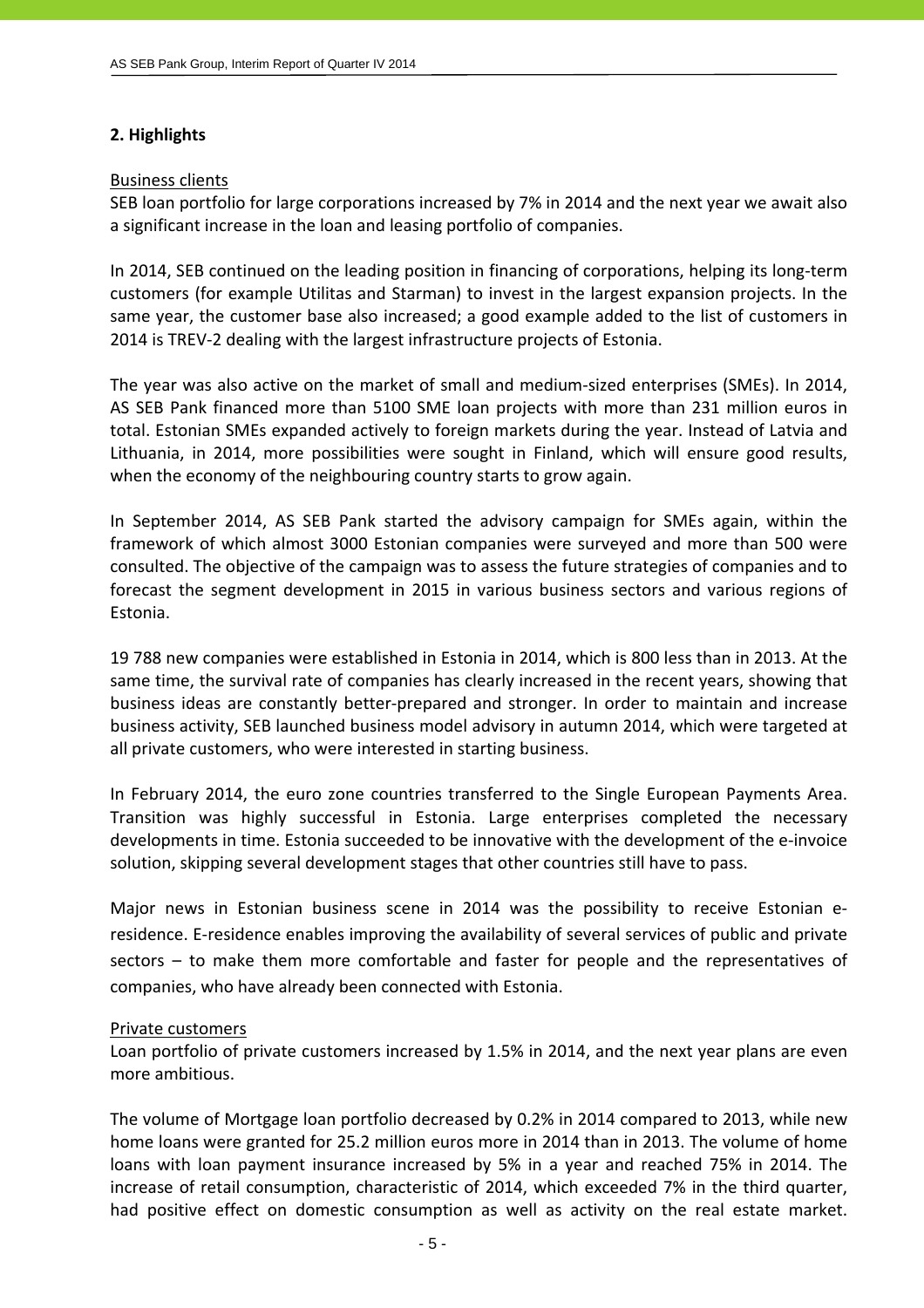## 2. Highlights

Business clients

SEB loan portfolio for large corporations increased by 7% in 2014 and the next year we await also a significant increase in the loan and leasing portfolio of companies.

In 2014, SEB continued on the leading position in financing of corporations, helping its long-term customers (for example Utilitas and Starman) to invest in the largest expansion projects. In the same year, the customer base also increased; a good example added to the list of customers in 2014 is TREV-2 dealing with the largest infrastructure projects of Estonia.

The year was also active on the market of small and medium-sized enterprises (SMEs). In 2014, AS SEB Pank financed more than 5100 SME loan projects with more than 231 million euros in total. Estonian SMEs expanded actively to foreign markets during the year. Instead of Latvia and Lithuania, in 2014, more possibilities were sought in Finland, which will ensure good results, when the economy of the neighbouring country starts to grow again.

In September 2014, AS SEB Pank started the advisory campaign for SMEs again, within the framework of which almost 3000 Estonian companies were surveyed and more than 500 were consulted. The objective of the campaign was to assess the future strategies of companies and to forecast the segment development in 2015 in various business sectors and various regions of Estonia.

19 788 new companies were established in Estonia in 2014, which is 800 less than in 2013. At the same time, the survival rate of companies has clearly increased in the recent years, showing that business ideas are constantly better-prepared and stronger. In order to maintain and increase business activity, SEB launched business model advisory in autumn 2014, which were targeted at all private customers, who were interested in starting business.

In February 2014, the euro zone countries transferred to the Single European Payments Area. Transition was highly successful in Estonia. Large enterprises completed the necessary developments in time. Estonia succeeded to be innovative with the development of the e-invoice solution, skipping several development stages that other countries still have to pass.

Major news in Estonian business scene in 2014 was the possibility to receive Estonian e-residence. E-residence enables improving the availability of several services of public and private sectors – to make them more comfortable and faster for people and the representatives of companies, who have already been connected with Estonia.

Private customers

Loan portfolio of private customers increased by 1.5% in 2014, and the next year plans are even more ambitious.

The volume of Mortgage loan portfolio decreased by 0.2% in 2014 compared to 2013, while new home loans were granted for 25.2 million euros more in 2014 than in 2013. The volume of home loans with loan payment insurance increased by 5% in a year and reached 75% in 2014. The increase of retail consumption, characteristic of 2014, which exceeded 7% in the third quarter, had positive effect on domestic consumption as well as activity on the real estate market.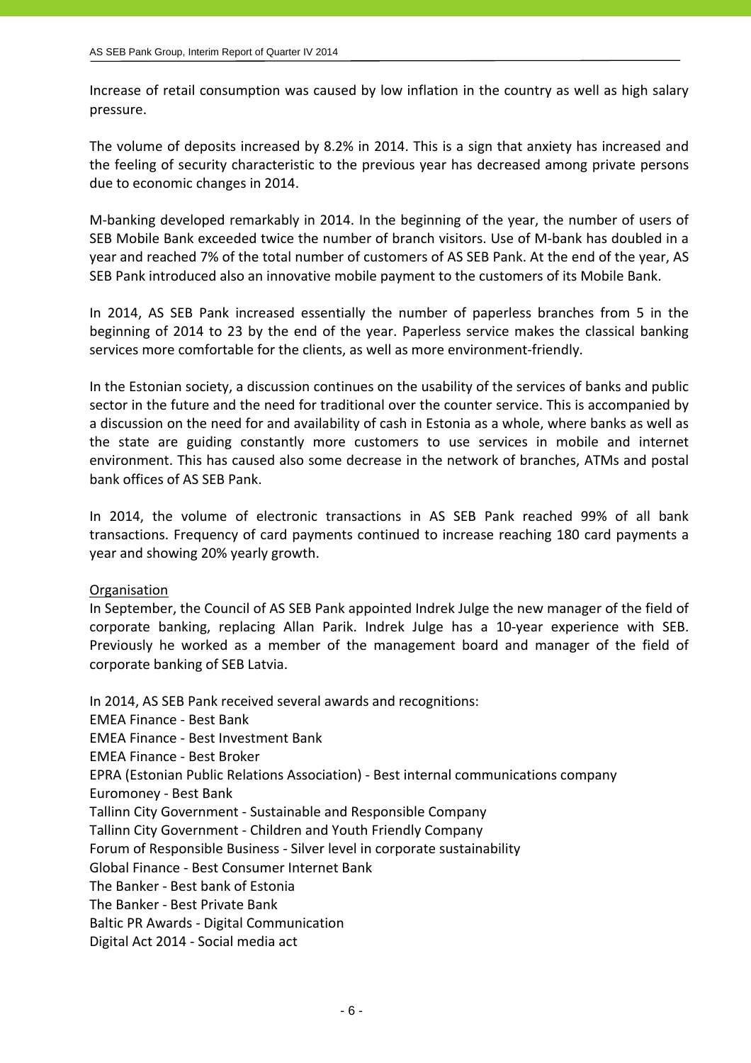Increase of retail consumption was caused by low inflation in the country as well as high salary pressure.

The volume of deposits increased by 8.2% in 2014. This is a sign that anxiety has increased and the feeling of security characteristic to the previous year has decreased among private persons due to economic changes in 2014.

M-banking developed remarkably in 2014. In the beginning of the year, the number of users of SEB Mobile Bank exceeded twice the number of branch visitors. Use of M-bank has doubled in a year and reached 7% of the total number of customers of AS SEB Pank. At the end of the year, AS SEB Pank introduced also an innovative mobile payment to the customers of its Mobile Bank.

In 2014, AS SEB Pank increased essentially the number of paperless branches from 5 in the beginning of 2014 to 23 by the end of the year. Paperless service makes the classical banking services more comfortable for the clients, as well as more environment-friendly.

In the Estonian society, a discussion continues on the usability of the services of banks and public sector in the future and the need for traditional over the counter service. This is accompanied by a discussion on the need for and availability of cash in Estonia as a whole, where banks as well as the state are guiding constantly more customers to use services in mobile and internet environment. This has caused also some decrease in the network of branches, ATMs and postal bank offices of AS SEB Pank.

In 2014, the volume of electronic transactions in AS SEB Pank reached 99% of all bank transactions. Frequency of card payments continued to increase reaching 180 card payments a year and showing 20% yearly growth.

Organisation

In September, the Council of AS SEB Pank appointed Indrek Julge the new manager of the field of corporate banking, replacing Allan Parik. Indrek Julge has a 10-year experience with SEB. Previously he worked as a member of the management board and manager of the field of corporate banking of SEB Latvia.

In 2014, AS SEB Pank received several awards and recognitions:
EMEA Finance - Best Bank
EMEA Finance - Best Investment Bank
EMEA Finance - Best Broker
EPRA (Estonian Public Relations Association) - Best internal communications company
Euromoney - Best Bank
Tallinn City Government - Sustainable and Responsible Company
Tallinn City Government - Children and Youth Friendly Company
Forum of Responsible Business - Silver level in corporate sustainability
Global Finance - Best Consumer Internet Bank
The Banker - Best bank of Estonia
The Banker - Best Private Bank
Baltic PR Awards - Digital Communication
Digital Act 2014 - Social media act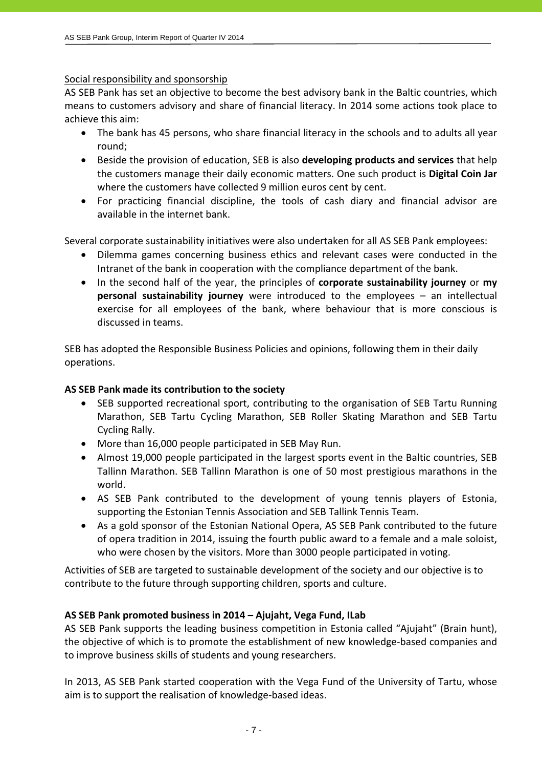Social responsibility and sponsorship

AS SEB Pank has set an objective to become the best advisory bank in the Baltic countries, which means to customers advisory and share of financial literacy. In 2014 some actions took place to achieve this aim:

- The bank has 45 persons, who share financial literacy in the schools and to adults all year round;
- Beside the provision of education, SEB is also **developing products and services** that help the customers manage their daily economic matters. One such product is **Digital Coin Jar** where the customers have collected 9 million euros cent by cent.
- For practicing financial discipline, the tools of cash diary and financial advisor are available in the internet bank.

Several corporate sustainability initiatives were also undertaken for all AS SEB Pank employees:

- Dilemma games concerning business ethics and relevant cases were conducted in the Intranet of the bank in cooperation with the compliance department of the bank.
- In the second half of the year, the principles of **corporate sustainability journey** or **my personal sustainability journey** were introduced to the employees – an intellectual exercise for all employees of the bank, where behaviour that is more conscious is discussed in teams.

SEB has adopted the Responsible Business Policies and opinions, following them in their daily operations.

**AS SEB Pank made its contribution to the society**

- SEB supported recreational sport, contributing to the organisation of SEB Tartu Running Marathon, SEB Tartu Cycling Marathon, SEB Roller Skating Marathon and SEB Tartu Cycling Rally.
- More than 16,000 people participated in SEB May Run.
- Almost 19,000 people participated in the largest sports event in the Baltic countries, SEB Tallinn Marathon. SEB Tallinn Marathon is one of 50 most prestigious marathons in the world.
- AS SEB Pank contributed to the development of young tennis players of Estonia, supporting the Estonian Tennis Association and SEB Tallink Tennis Team.
- As a gold sponsor of the Estonian National Opera, AS SEB Pank contributed to the future of opera tradition in 2014, issuing the fourth public award to a female and a male soloist, who were chosen by the visitors. More than 3000 people participated in voting.

Activities of SEB are targeted to sustainable development of the society and our objective is to contribute to the future through supporting children, sports and culture.

**AS SEB Pank promoted business in 2014 – Ajujaht, Vega Fund, ILab**

AS SEB Pank supports the leading business competition in Estonia called "Ajujaht" (Brain hunt), the objective of which is to promote the establishment of new knowledge-based companies and to improve business skills of students and young researchers.

In 2013, AS SEB Pank started cooperation with the Vega Fund of the University of Tartu, whose aim is to support the realisation of knowledge-based ideas.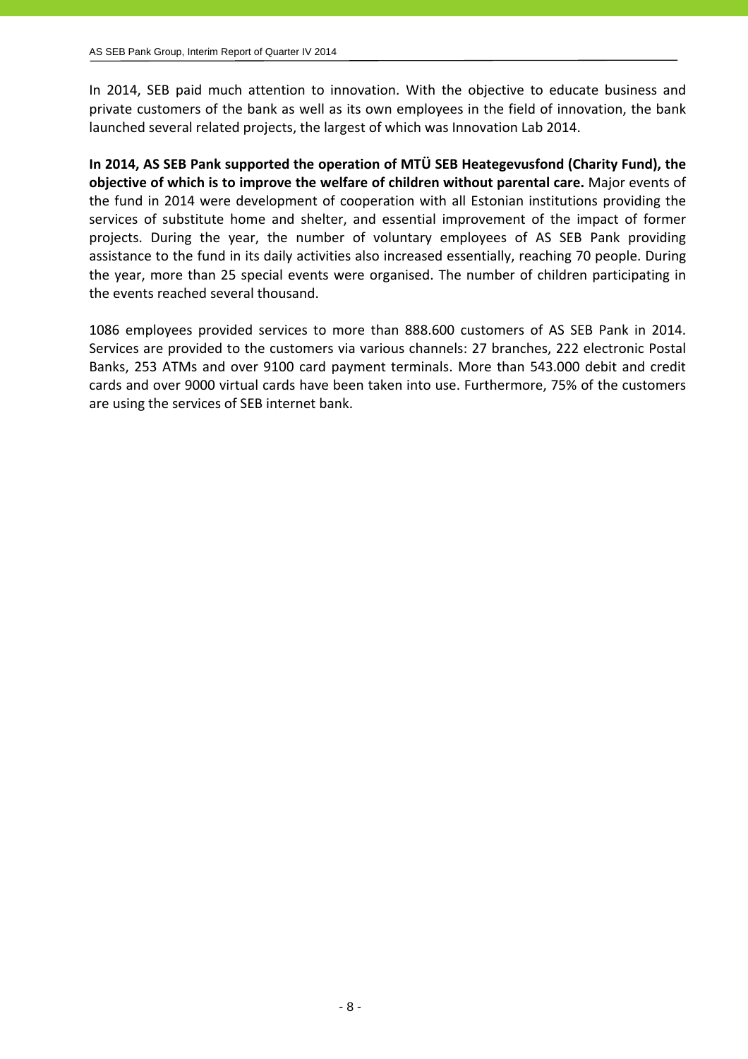In 2014, SEB paid much attention to innovation. With the objective to educate business and private customers of the bank as well as its own employees in the field of innovation, the bank launched several related projects, the largest of which was Innovation Lab 2014.

**In 2014, AS SEB Pank supported the operation of MTÜ SEB Heategevusfond (Charity Fund), the objective of which is to improve the welfare of children without parental care.** Major events of the fund in 2014 were development of cooperation with all Estonian institutions providing the services of substitute home and shelter, and essential improvement of the impact of former projects. During the year, the number of voluntary employees of AS SEB Pank providing assistance to the fund in its daily activities also increased essentially, reaching 70 people. During the year, more than 25 special events were organised. The number of children participating in the events reached several thousand.

1086 employees provided services to more than 888.600 customers of AS SEB Pank in 2014. Services are provided to the customers via various channels: 27 branches, 222 electronic Postal Banks, 253 ATMs and over 9100 card payment terminals. More than 543.000 debit and credit cards and over 9000 virtual cards have been taken into use. Furthermore, 75% of the customers are using the services of SEB internet bank.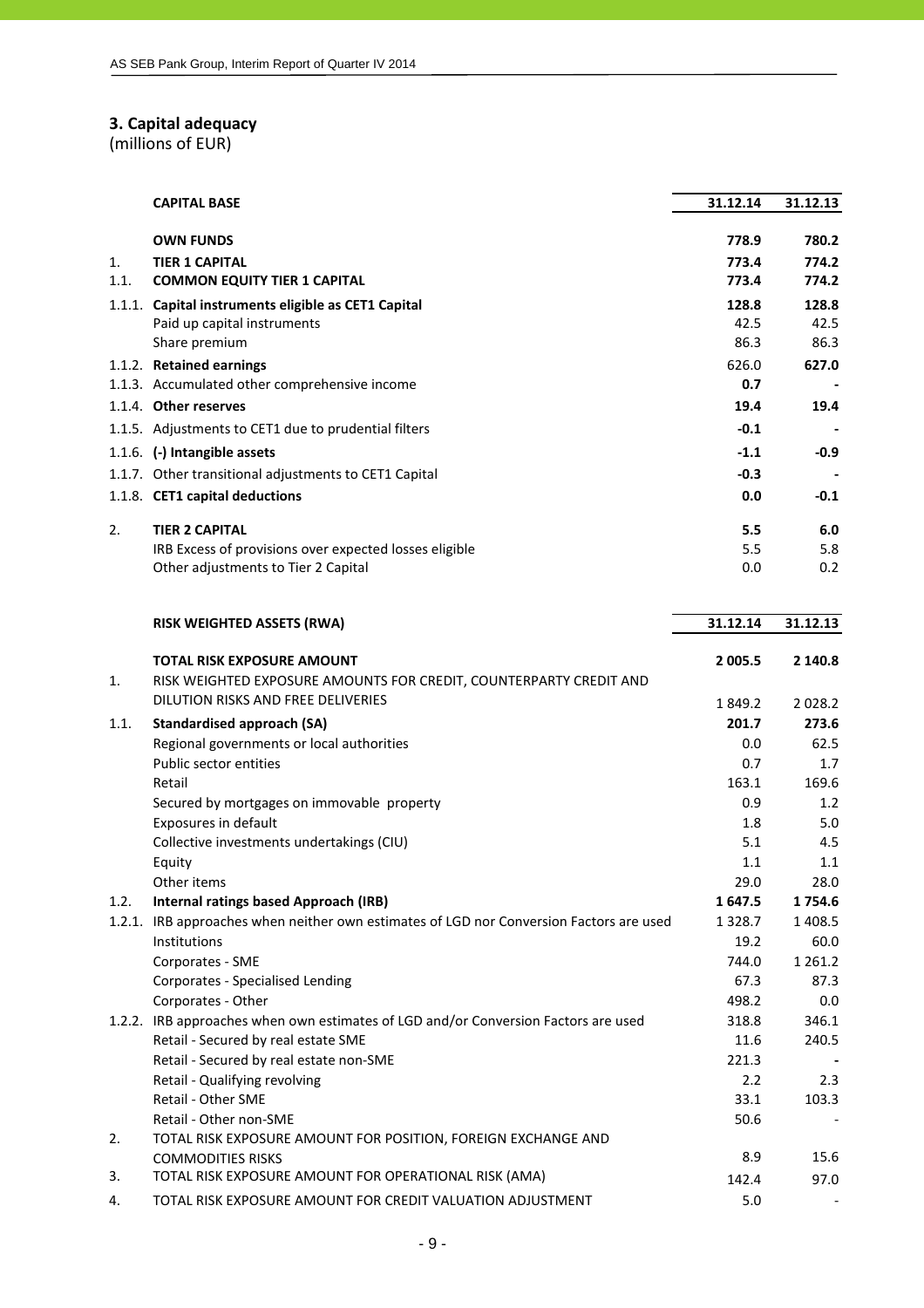## 3. Capital adequacy

(millions of EUR)

| | CAPITAL BASE | 31.12.14 | 31.12.13 |
|---|---|---|---|
| | **OWN FUNDS** | **778.9** | **780.2** |
| 1. | **TIER 1 CAPITAL** | **773.4** | **774.2** |
| 1.1. | **COMMON EQUITY TIER 1 CAPITAL** | **773.4** | **774.2** |
| 1.1.1. | **Capital instruments eligible as CET1 Capital** | **128.8** | **128.8** |
| | Paid up capital instruments | 42.5 | 42.5 |
| | Share premium | 86.3 | 86.3 |
| 1.1.2. | **Retained earnings** | 626.0 | **627.0** |
| 1.1.3. | Accumulated other comprehensive income | **0.7** | **-** |
| 1.1.4. | **Other reserves** | **19.4** | **19.4** |
| 1.1.5. | Adjustments to CET1 due to prudential filters | **-0.1** | **-** |
| 1.1.6. | **(-) Intangible assets** | **-1.1** | **-0.9** |
| 1.1.7. | Other transitional adjustments to CET1 Capital | **-0.3** | **-** |
| 1.1.8. | **CET1 capital deductions** | **0.0** | **-0.1** |
| 2. | **TIER 2 CAPITAL** | **5.5** | **6.0** |
| | IRB Excess of provisions over expected losses eligible | 5.5 | 5.8 |
| | Other adjustments to Tier 2 Capital | 0.0 | 0.2 |

| | RISK WEIGHTED ASSETS (RWA) | 31.12.14 | 31.12.13 |
|---|---|---|---|
| | **TOTAL RISK EXPOSURE AMOUNT** | **2 005.5** | **2 140.8** |
| 1. | RISK WEIGHTED EXPOSURE AMOUNTS FOR CREDIT, COUNTERPARTY CREDIT AND DILUTION RISKS AND FREE DELIVERIES | 1 849.2 | 2 028.2 |
| 1.1. | **Standardised approach (SA)** | **201.7** | **273.6** |
| | Regional governments or local authorities | 0.0 | 62.5 |
| | Public sector entities | 0.7 | 1.7 |
| | Retail | 163.1 | 169.6 |
| | Secured by mortgages on immovable property | 0.9 | 1.2 |
| | Exposures in default | 1.8 | 5.0 |
| | Collective investments undertakings (CIU) | 5.1 | 4.5 |
| | Equity | 1.1 | 1.1 |
| | Other items | 29.0 | 28.0 |
| 1.2. | **Internal ratings based Approach (IRB)** | **1 647.5** | **1 754.6** |
| 1.2.1. | IRB approaches when neither own estimates of LGD nor Conversion Factors are used | 1 328.7 | 1 408.5 |
| | Institutions | 19.2 | 60.0 |
| | Corporates - SME | 744.0 | 1 261.2 |
| | Corporates - Specialised Lending | 67.3 | 87.3 |
| | Corporates - Other | 498.2 | 0.0 |
| 1.2.2. | IRB approaches when own estimates of LGD and/or Conversion Factors are used | 318.8 | 346.1 |
| | Retail - Secured by real estate SME | 11.6 | 240.5 |
| | Retail - Secured by real estate non-SME | 221.3 | **-** |
| | Retail - Qualifying revolving | 2.2 | 2.3 |
| | Retail - Other SME | 33.1 | 103.3 |
| | Retail - Other non-SME | 50.6 | - |
| 2. | TOTAL RISK EXPOSURE AMOUNT FOR POSITION, FOREIGN EXCHANGE AND COMMODITIES RISKS | 8.9 | 15.6 |
| 3. | TOTAL RISK EXPOSURE AMOUNT FOR OPERATIONAL RISK (AMA) | 142.4 | 97.0 |
| 4. | TOTAL RISK EXPOSURE AMOUNT FOR CREDIT VALUATION ADJUSTMENT | 5.0 | - |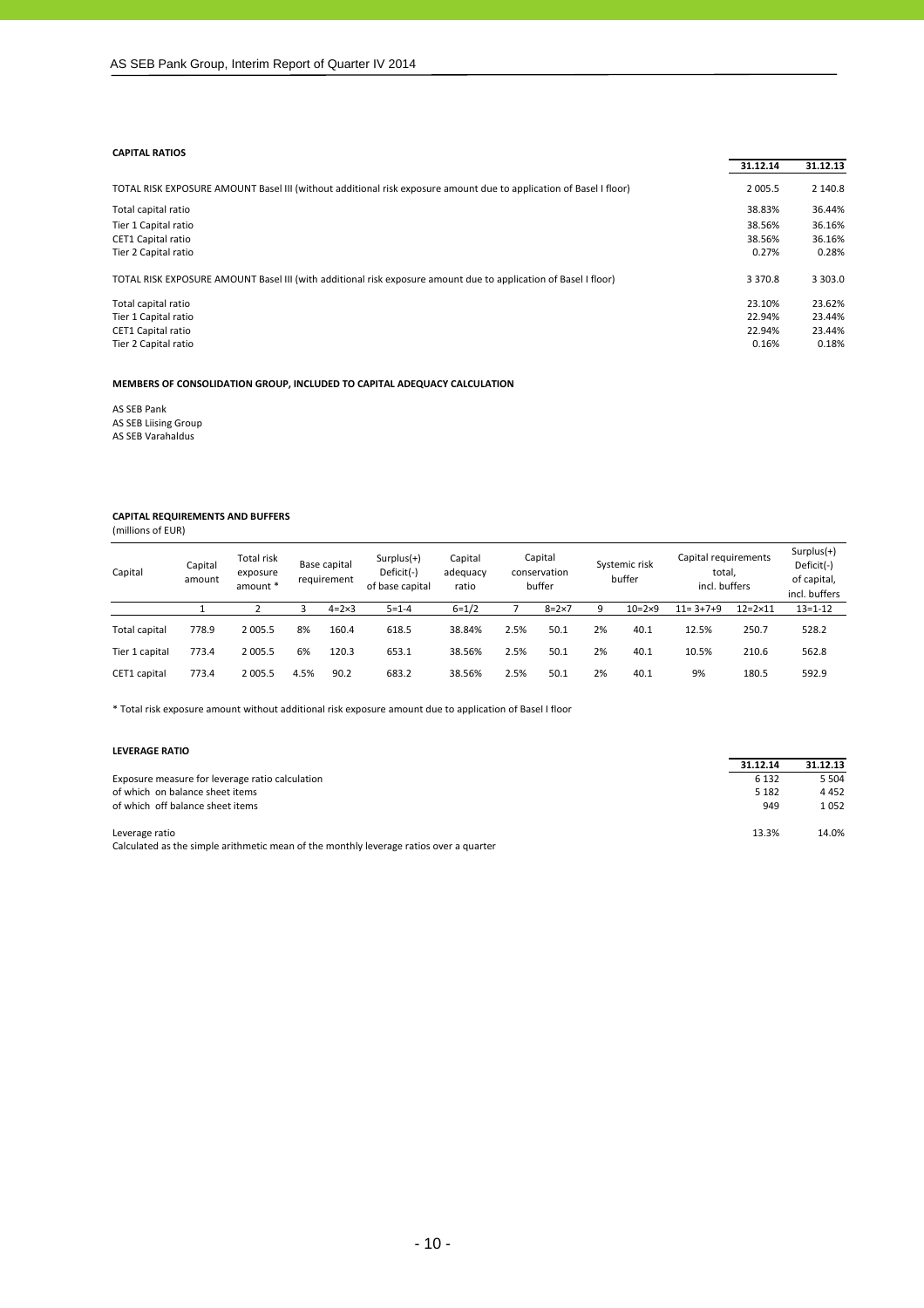**CAPITAL RATIOS**

| | 31.12.14 | 31.12.13 |
|---|---|---|
| TOTAL RISK EXPOSURE AMOUNT Basel III (without additional risk exposure amount due to application of Basel I floor) | 2 005.5 | 2 140.8 |
| Total capital ratio | 38.83% | 36.44% |
| Tier 1 Capital ratio | 38.56% | 36.16% |
| CET1 Capital ratio | 38.56% | 36.16% |
| Tier 2 Capital ratio | 0.27% | 0.28% |
| TOTAL RISK EXPOSURE AMOUNT Basel III (with additional risk exposure amount due to application of Basel I floor) | 3 370.8 | 3 303.0 |
| Total capital ratio | 23.10% | 23.62% |
| Tier 1 Capital ratio | 22.94% | 23.44% |
| CET1 Capital ratio | 22.94% | 23.44% |
| Tier 2 Capital ratio | 0.16% | 0.18% |

**MEMBERS OF CONSOLIDATION GROUP, INCLUDED TO CAPITAL ADEQUACY CALCULATION**

AS SEB Pank
AS SEB Liising Group
AS SEB Varahaldus

**CAPITAL REQUIREMENTS AND BUFFERS**
(millions of EUR)

| Capital | Capital amount | Total risk exposure amount * | Base capital requirement | | Surplus(+) Deficit(-) of base capital | Capital adequacy ratio | Capital conservation buffer | | Systemic risk buffer | | Capital requirements total, incl. buffers | | Surplus(+) Deficit(-) of capital, incl. buffers |
|---|---|---|---|---|---|---|---|---|---|---|---|---|---|
| | 1 | 2 | 3 | 4=2×3 | 5=1-4 | 6=1/2 | 7 | 8=2×7 | 9 | 10=2×9 | 11= 3+7+9 | 12=2×11 | 13=1-12 |
| Total capital | 778.9 | 2 005.5 | 8% | 160.4 | 618.5 | 38.84% | 2.5% | 50.1 | 2% | 40.1 | 12.5% | 250.7 | 528.2 |
| Tier 1 capital | 773.4 | 2 005.5 | 6% | 120.3 | 653.1 | 38.56% | 2.5% | 50.1 | 2% | 40.1 | 10.5% | 210.6 | 562.8 |
| CET1 capital | 773.4 | 2 005.5 | 4.5% | 90.2 | 683.2 | 38.56% | 2.5% | 50.1 | 2% | 40.1 | 9% | 180.5 | 592.9 |

* Total risk exposure amount without additional risk exposure amount due to application of Basel I floor

**LEVERAGE RATIO**

| | 31.12.14 | 31.12.13 |
|---|---|---|
| Exposure measure for leverage ratio calculation | 6 132 | 5 504 |
| of which on balance sheet items | 5 182 | 4 452 |
| of which off balance sheet items | 949 | 1 052 |
| Leverage ratio | 13.3% | 14.0% |

Calculated as the simple arithmetic mean of the monthly leverage ratios over a quarter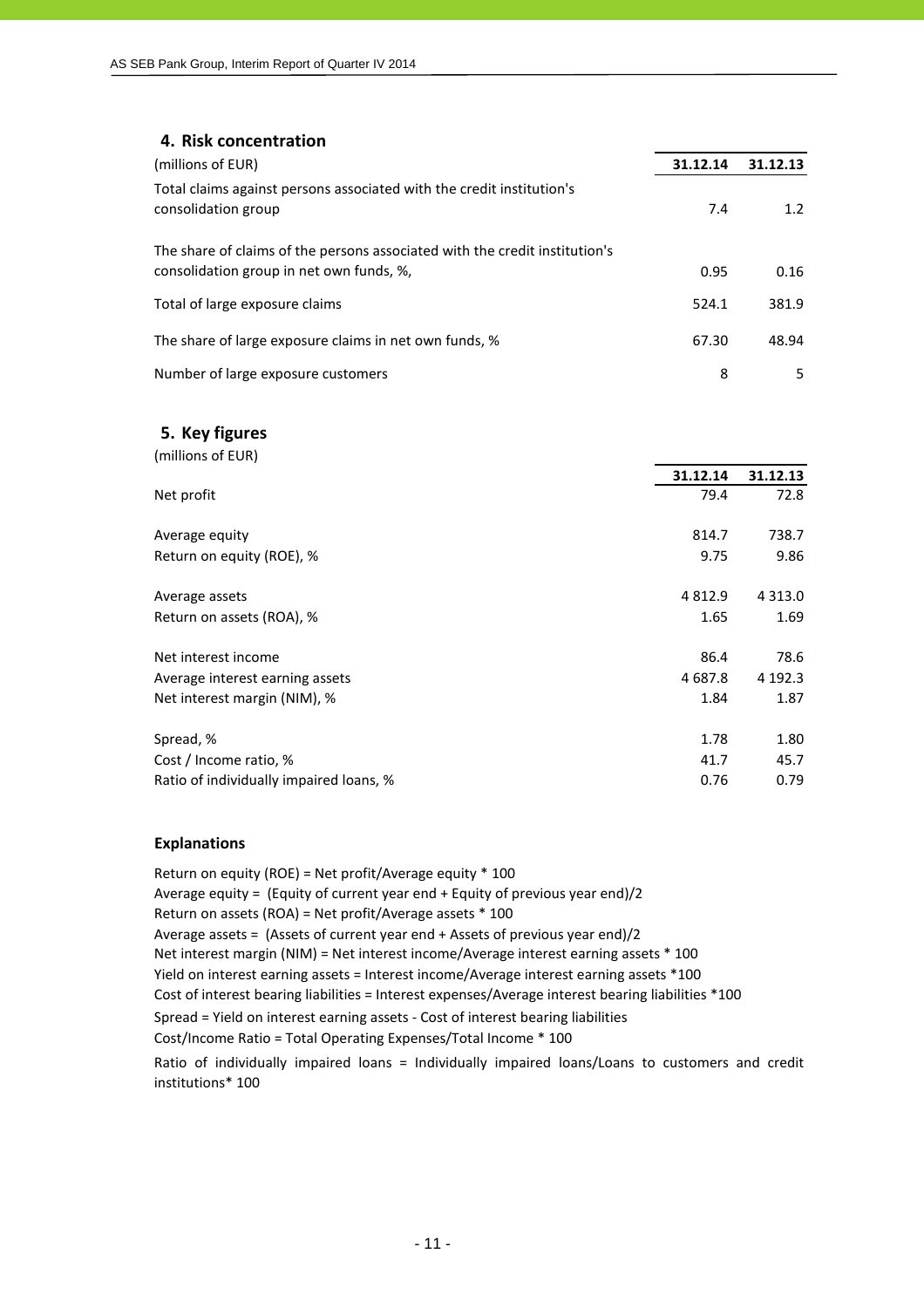## 4. Risk concentration

| (millions of EUR) | 31.12.14 | 31.12.13 |
|---|---|---|
| Total claims against persons associated with the credit institution's consolidation group | 7.4 | 1.2 |
| The share of claims of the persons associated with the credit institution's consolidation group in net own funds, %, | 0.95 | 0.16 |
| Total of large exposure claims | 524.1 | 381.9 |
| The share of large exposure claims in net own funds, % | 67.30 | 48.94 |
| Number of large exposure customers | 8 | 5 |

## 5. Key figures

(millions of EUR)

| | 31.12.14 | 31.12.13 |
|---|---|---|
| Net profit | 79.4 | 72.8 |
| | | |
| Average equity | 814.7 | 738.7 |
| Return on equity (ROE), % | 9.75 | 9.86 |
| | | |
| Average assets | 4 812.9 | 4 313.0 |
| Return on assets (ROA), % | 1.65 | 1.69 |
| | | |
| Net interest income | 86.4 | 78.6 |
| Average interest earning assets | 4 687.8 | 4 192.3 |
| Net interest margin (NIM), % | 1.84 | 1.87 |
| | | |
| Spread, % | 1.78 | 1.80 |
| Cost / Income ratio, % | 41.7 | 45.7 |
| Ratio of individually impaired loans, % | 0.76 | 0.79 |

### Explanations

Return on equity (ROE) = Net profit/Average equity * 100
Average equity = (Equity of current year end + Equity of previous year end)/2
Return on assets (ROA) = Net profit/Average assets * 100
Average assets = (Assets of current year end + Assets of previous year end)/2
Net interest margin (NIM) = Net interest income/Average interest earning assets * 100
Yield on interest earning assets = Interest income/Average interest earning assets *100
Cost of interest bearing liabilities = Interest expenses/Average interest bearing liabilities *100
Spread = Yield on interest earning assets - Cost of interest bearing liabilities
Cost/Income Ratio = Total Operating Expenses/Total Income * 100
Ratio of individually impaired loans = Individually impaired loans/Loans to customers and credit institutions* 100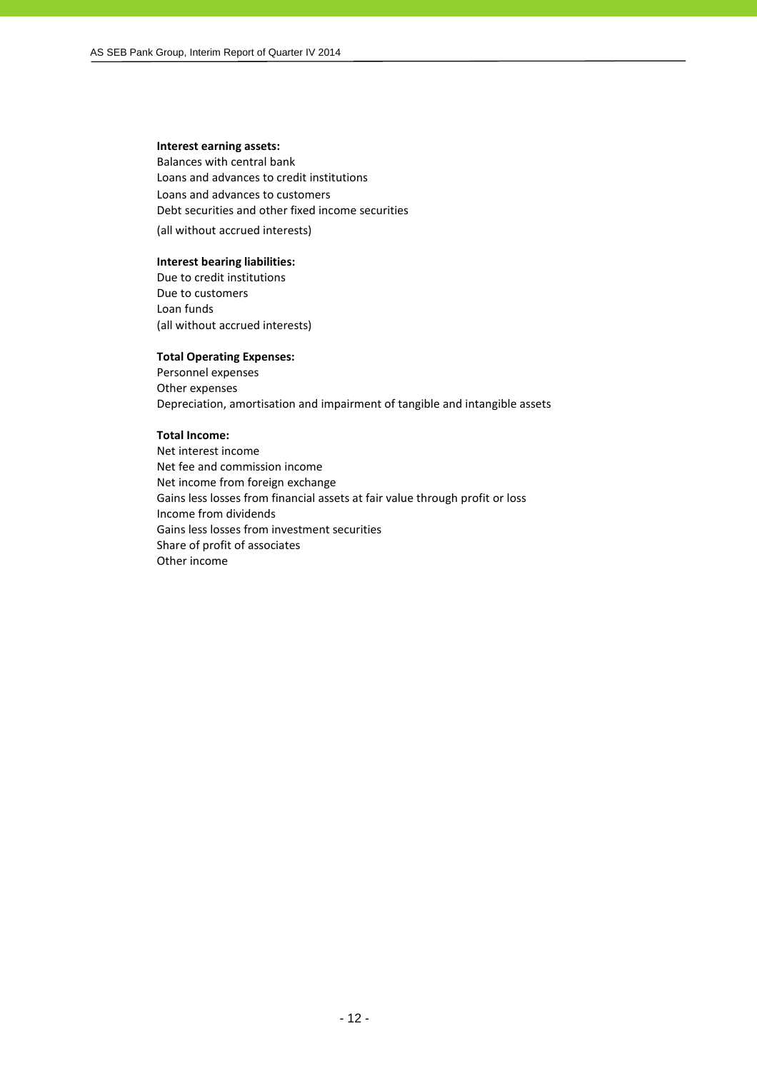**Interest earning assets:**
Balances with central bank
Loans and advances to credit institutions
Loans and advances to customers
Debt securities and other fixed income securities
(all without accrued interests)

**Interest bearing liabilities:**
Due to credit institutions
Due to customers
Loan funds
(all without accrued interests)

**Total Operating Expenses:**
Personnel expenses
Other expenses
Depreciation, amortisation and impairment of tangible and intangible assets

**Total Income:**
Net interest income
Net fee and commission income
Net income from foreign exchange
Gains less losses from financial assets at fair value through profit or loss
Income from dividends
Gains less losses from investment securities
Share of profit of associates
Other income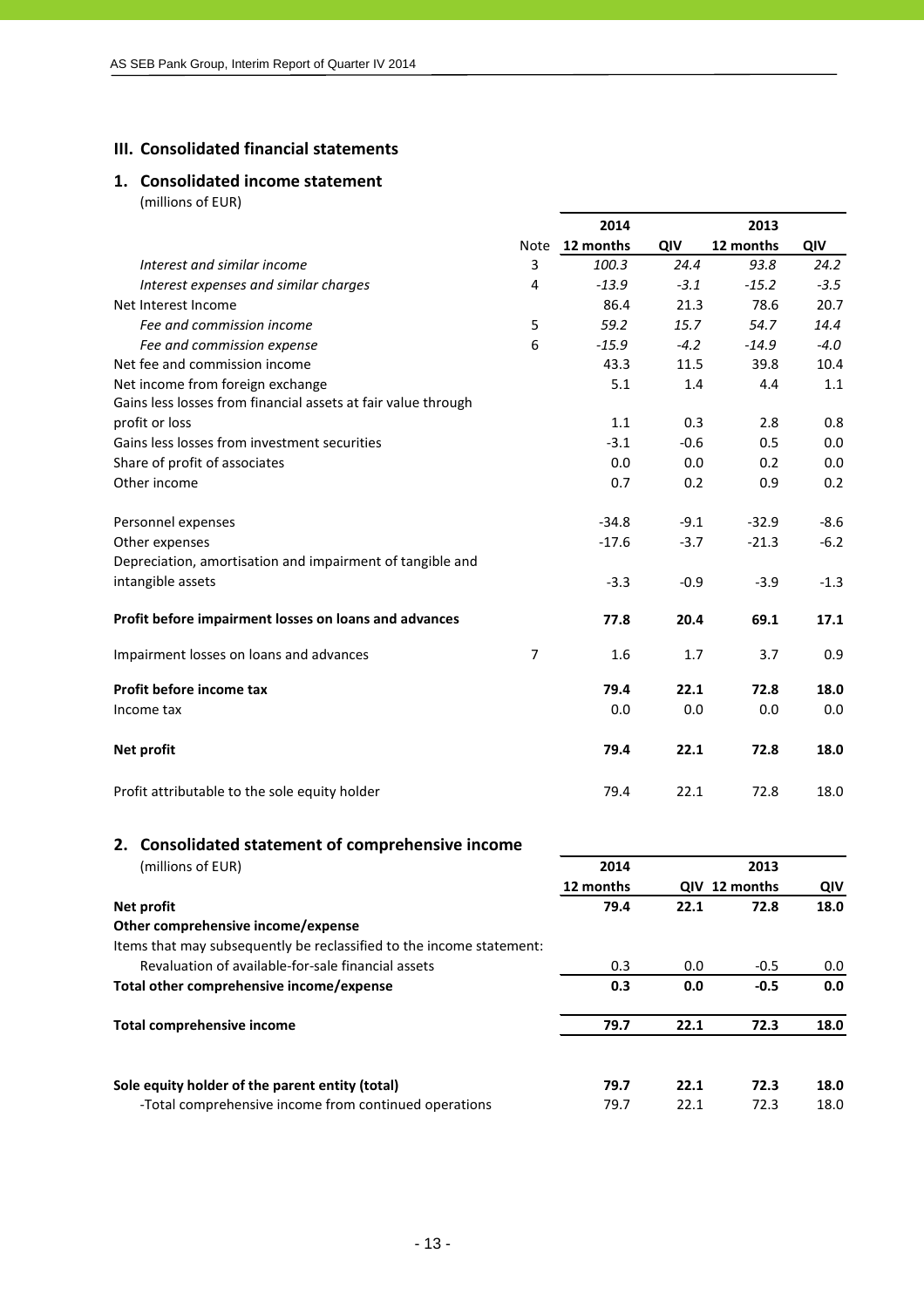## III. Consolidated financial statements

### 1. Consolidated income statement

(millions of EUR)

| | Note | 2014 12 months | 2014 QIV | 2013 12 months | 2013 QIV |
|---|---|---|---|---|---|
| *Interest and similar income* | 3 | *100.3* | *24.4* | *93.8* | *24.2* |
| *Interest expenses and similar charges* | 4 | *-13.9* | *-3.1* | *-15.2* | *-3.5* |
| Net Interest Income | | 86.4 | 21.3 | 78.6 | 20.7 |
| *Fee and commission income* | 5 | *59.2* | *15.7* | *54.7* | *14.4* |
| *Fee and commission expense* | 6 | *-15.9* | *-4.2* | *-14.9* | *-4.0* |
| Net fee and commission income | | 43.3 | 11.5 | 39.8 | 10.4 |
| Net income from foreign exchange | | 5.1 | 1.4 | 4.4 | 1.1 |
| Gains less losses from financial assets at fair value through profit or loss | | 1.1 | 0.3 | 2.8 | 0.8 |
| Gains less losses from investment securities | | -3.1 | -0.6 | 0.5 | 0.0 |
| Share of profit of associates | | 0.0 | 0.0 | 0.2 | 0.0 |
| Other income | | 0.7 | 0.2 | 0.9 | 0.2 |
| Personnel expenses | | -34.8 | -9.1 | -32.9 | -8.6 |
| Other expenses | | -17.6 | -3.7 | -21.3 | -6.2 |
| Depreciation, amortisation and impairment of tangible and intangible assets | | -3.3 | -0.9 | -3.9 | -1.3 |
| **Profit before impairment losses on loans and advances** | | **77.8** | **20.4** | **69.1** | **17.1** |
| Impairment losses on loans and advances | 7 | 1.6 | 1.7 | 3.7 | 0.9 |
| **Profit before income tax** | | **79.4** | **22.1** | **72.8** | **18.0** |
| Income tax | | 0.0 | 0.0 | 0.0 | 0.0 |
| **Net profit** | | **79.4** | **22.1** | **72.8** | **18.0** |
| Profit attributable to the sole equity holder | | 79.4 | 22.1 | 72.8 | 18.0 |

### 2. Consolidated statement of comprehensive income

(millions of EUR)

| | 2014 12 months | 2014 QIV | 2013 12 months | 2013 QIV |
|---|---|---|---|---|
| **Net profit** | **79.4** | **22.1** | **72.8** | **18.0** |
| **Other comprehensive income/expense** | | | | |
| Items that may subsequently be reclassified to the income statement: | | | | |
| Revaluation of available-for-sale financial assets | 0.3 | 0.0 | -0.5 | 0.0 |
| **Total other comprehensive income/expense** | **0.3** | **0.0** | **-0.5** | **0.0** |
| **Total comprehensive income** | **79.7** | **22.1** | **72.3** | **18.0** |
| **Sole equity holder of the parent entity (total)** | **79.7** | **22.1** | **72.3** | **18.0** |
| -Total comprehensive income from continued operations | 79.7 | 22.1 | 72.3 | 18.0 |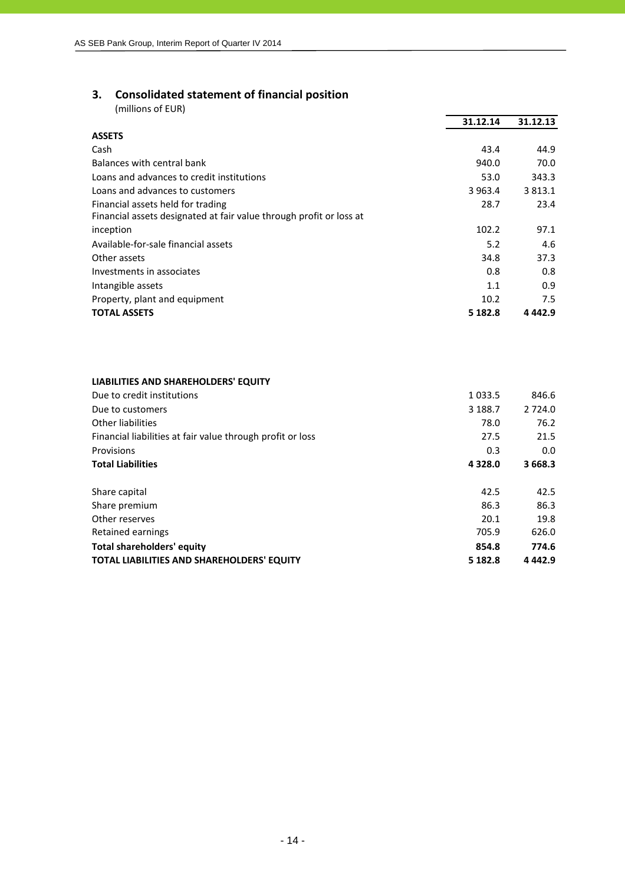## 3. Consolidated statement of financial position

(millions of EUR)

| | 31.12.14 | 31.12.13 |
|---|---|---|
| **ASSETS** | | |
| Cash | 43.4 | 44.9 |
| Balances with central bank | 940.0 | 70.0 |
| Loans and advances to credit institutions | 53.0 | 343.3 |
| Loans and advances to customers | 3 963.4 | 3 813.1 |
| Financial assets held for trading | 28.7 | 23.4 |
| Financial assets designated at fair value through profit or loss at inception | 102.2 | 97.1 |
| Available-for-sale financial assets | 5.2 | 4.6 |
| Other assets | 34.8 | 37.3 |
| Investments in associates | 0.8 | 0.8 |
| Intangible assets | 1.1 | 0.9 |
| Property, plant and equipment | 10.2 | 7.5 |
| **TOTAL ASSETS** | **5 182.8** | **4 442.9** |

| | 31.12.14 | 31.12.13 |
|---|---|---|
| **LIABILITIES AND SHAREHOLDERS' EQUITY** | | |
| Due to credit institutions | 1 033.5 | 846.6 |
| Due to customers | 3 188.7 | 2 724.0 |
| Other liabilities | 78.0 | 76.2 |
| Financial liabilities at fair value through profit or loss | 27.5 | 21.5 |
| Provisions | 0.3 | 0.0 |
| **Total Liabilities** | **4 328.0** | **3 668.3** |
| | | |
| Share capital | 42.5 | 42.5 |
| Share premium | 86.3 | 86.3 |
| Other reserves | 20.1 | 19.8 |
| Retained earnings | 705.9 | 626.0 |
| **Total shareholders' equity** | **854.8** | **774.6** |
| **TOTAL LIABILITIES AND SHAREHOLDERS' EQUITY** | **5 182.8** | **4 442.9** |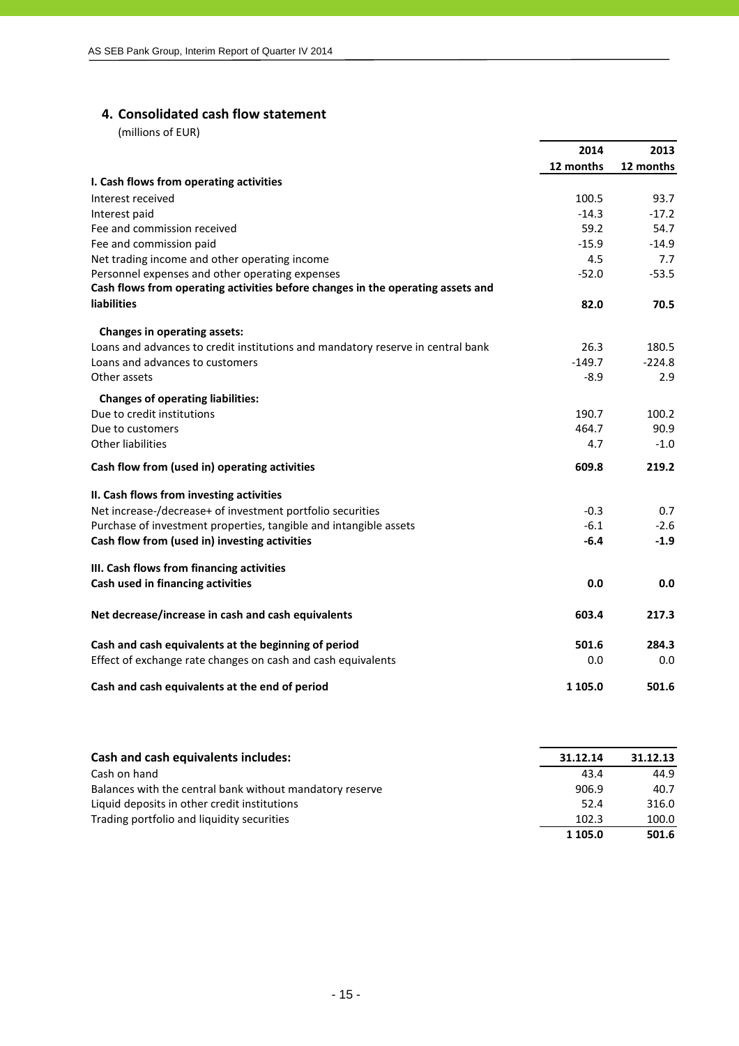## 4. Consolidated cash flow statement

(millions of EUR)

| | 2014<br>12 months | 2013<br>12 months |
|---|---|---|
| **I. Cash flows from operating activities** | | |
| Interest received | 100.5 | 93.7 |
| Interest paid | -14.3 | -17.2 |
| Fee and commission received | 59.2 | 54.7 |
| Fee and commission paid | -15.9 | -14.9 |
| Net trading income and other operating income | 4.5 | 7.7 |
| Personnel expenses and other operating expenses | -52.0 | -53.5 |
| **Cash flows from operating activities before changes in the operating assets and liabilities** | **82.0** | **70.5** |
| **Changes in operating assets:** | | |
| Loans and advances to credit institutions and mandatory reserve in central bank | 26.3 | 180.5 |
| Loans and advances to customers | -149.7 | -224.8 |
| Other assets | -8.9 | 2.9 |
| **Changes of operating liabilities:** | | |
| Due to credit institutions | 190.7 | 100.2 |
| Due to customers | 464.7 | 90.9 |
| Other liabilities | 4.7 | -1.0 |
| **Cash flow from (used in) operating activities** | **609.8** | **219.2** |
| **II. Cash flows from investing activities** | | |
| Net increase-/decrease+ of investment portfolio securities | -0.3 | 0.7 |
| Purchase of investment properties, tangible and intangible assets | -6.1 | -2.6 |
| **Cash flow from (used in) investing activities** | **-6.4** | **-1.9** |
| **III. Cash flows from financing activities** | | |
| **Cash used in financing activities** | **0.0** | **0.0** |
| **Net decrease/increase in cash and cash equivalents** | **603.4** | **217.3** |
| **Cash and cash equivalents at the beginning of period** | **501.6** | **284.3** |
| Effect of exchange rate changes on cash and cash equivalents | 0.0 | 0.0 |
| **Cash and cash equivalents at the end of period** | **1 105.0** | **501.6** |

| **Cash and cash equivalents includes:** | 31.12.14 | 31.12.13 |
|---|---|---|
| Cash on hand | 43.4 | 44.9 |
| Balances with the central bank without mandatory reserve | 906.9 | 40.7 |
| Liquid deposits in other credit institutions | 52.4 | 316.0 |
| Trading portfolio and liquidity securities | 102.3 | 100.0 |
| | **1 105.0** | **501.6** |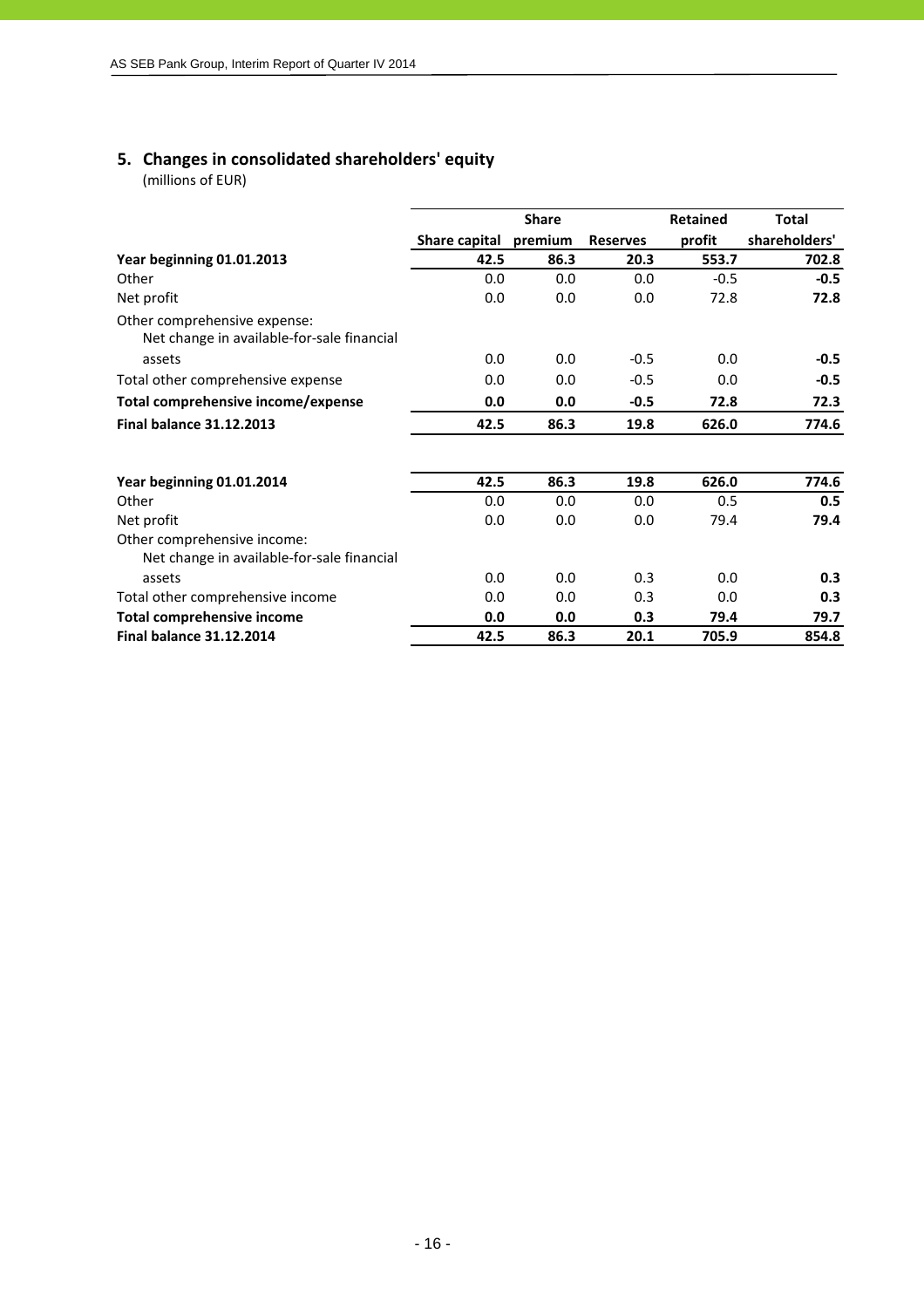## 5. Changes in consolidated shareholders' equity

(millions of EUR)

| | Share capital | Share premium | Reserves | Retained profit | Total shareholders' |
|---|---|---|---|---|---|
| **Year beginning 01.01.2013** | **42.5** | **86.3** | **20.3** | **553.7** | **702.8** |
| Other | 0.0 | 0.0 | 0.0 | -0.5 | **-0.5** |
| Net profit | 0.0 | 0.0 | 0.0 | 72.8 | **72.8** |
| Other comprehensive expense: | | | | | |
| Net change in available-for-sale financial assets | 0.0 | 0.0 | -0.5 | 0.0 | **-0.5** |
| Total other comprehensive expense | 0.0 | 0.0 | -0.5 | 0.0 | **-0.5** |
| **Total comprehensive income/expense** | **0.0** | **0.0** | **-0.5** | **72.8** | **72.3** |
| **Final balance 31.12.2013** | **42.5** | **86.3** | **19.8** | **626.0** | **774.6** |
| | | | | | |
| **Year beginning 01.01.2014** | **42.5** | **86.3** | **19.8** | **626.0** | **774.6** |
| Other | 0.0 | 0.0 | 0.0 | 0.5 | **0.5** |
| Net profit | 0.0 | 0.0 | 0.0 | 79.4 | **79.4** |
| Other comprehensive income: | | | | | |
| Net change in available-for-sale financial assets | 0.0 | 0.0 | 0.3 | 0.0 | **0.3** |
| Total other comprehensive income | 0.0 | 0.0 | 0.3 | 0.0 | **0.3** |
| **Total comprehensive income** | **0.0** | **0.0** | **0.3** | **79.4** | **79.7** |
| **Final balance 31.12.2014** | **42.5** | **86.3** | **20.1** | **705.9** | **854.8** |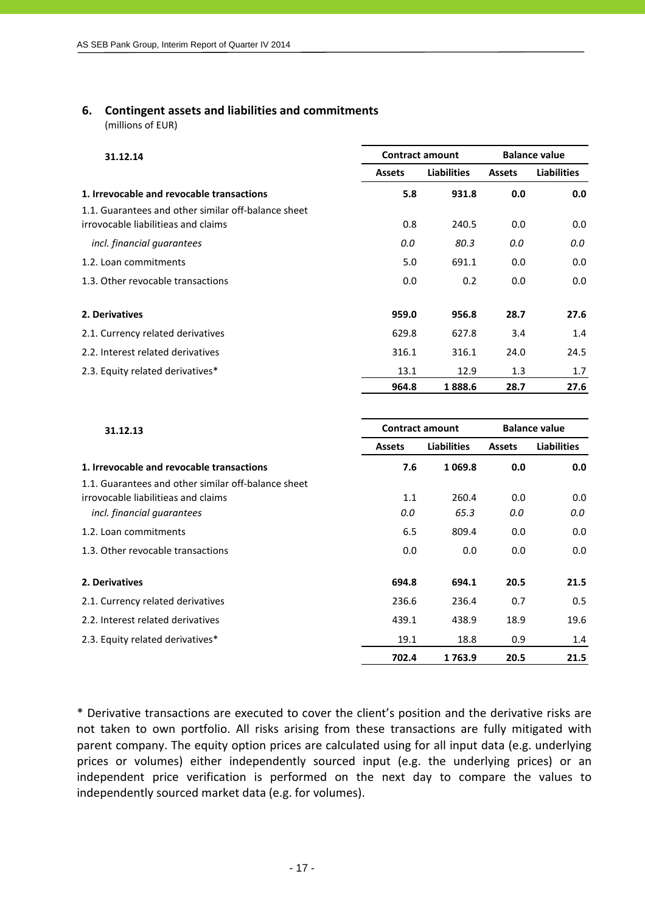## 6. Contingent assets and liabilities and commitments

(millions of EUR)

| 31.12.14 | Contract amount | | Balance value | |
|---|---|---|---|---|
| | Assets | Liabilities | Assets | Liabilities |
| **1. Irrevocable and revocable transactions** | **5.8** | **931.8** | **0.0** | **0.0** |
| 1.1. Guarantees and other similar off-balance sheet irrovocable liabilitieas and claims | 0.8 | 240.5 | 0.0 | 0.0 |
| *incl. financial guarantees* | *0.0* | *80.3* | *0.0* | *0.0* |
| 1.2. Loan commitments | 5.0 | 691.1 | 0.0 | 0.0 |
| 1.3. Other revocable transactions | 0.0 | 0.2 | 0.0 | 0.0 |
| **2. Derivatives** | **959.0** | **956.8** | **28.7** | **27.6** |
| 2.1. Currency related derivatives | 629.8 | 627.8 | 3.4 | 1.4 |
| 2.2. Interest related derivatives | 316.1 | 316.1 | 24.0 | 24.5 |
| 2.3. Equity related derivatives* | 13.1 | 12.9 | 1.3 | 1.7 |
| | **964.8** | **1 888.6** | **28.7** | **27.6** |

| 31.12.13 | Contract amount | | Balance value | |
|---|---|---|---|---|
| | Assets | Liabilities | Assets | Liabilities |
| **1. Irrevocable and revocable transactions** | **7.6** | **1 069.8** | **0.0** | **0.0** |
| 1.1. Guarantees and other similar off-balance sheet irrovocable liabilitieas and claims | 1.1 | 260.4 | 0.0 | 0.0 |
| *incl. financial guarantees* | *0.0* | *65.3* | *0.0* | *0.0* |
| 1.2. Loan commitments | 6.5 | 809.4 | 0.0 | 0.0 |
| 1.3. Other revocable transactions | 0.0 | 0.0 | 0.0 | 0.0 |
| **2. Derivatives** | **694.8** | **694.1** | **20.5** | **21.5** |
| 2.1. Currency related derivatives | 236.6 | 236.4 | 0.7 | 0.5 |
| 2.2. Interest related derivatives | 439.1 | 438.9 | 18.9 | 19.6 |
| 2.3. Equity related derivatives* | 19.1 | 18.8 | 0.9 | 1.4 |
| | **702.4** | **1 763.9** | **20.5** | **21.5** |

* Derivative transactions are executed to cover the client's position and the derivative risks are not taken to own portfolio. All risks arising from these transactions are fully mitigated with parent company. The equity option prices are calculated using for all input data (e.g. underlying prices or volumes) either independently sourced input (e.g. the underlying prices) or an independent price verification is performed on the next day to compare the values to independently sourced market data (e.g. for volumes).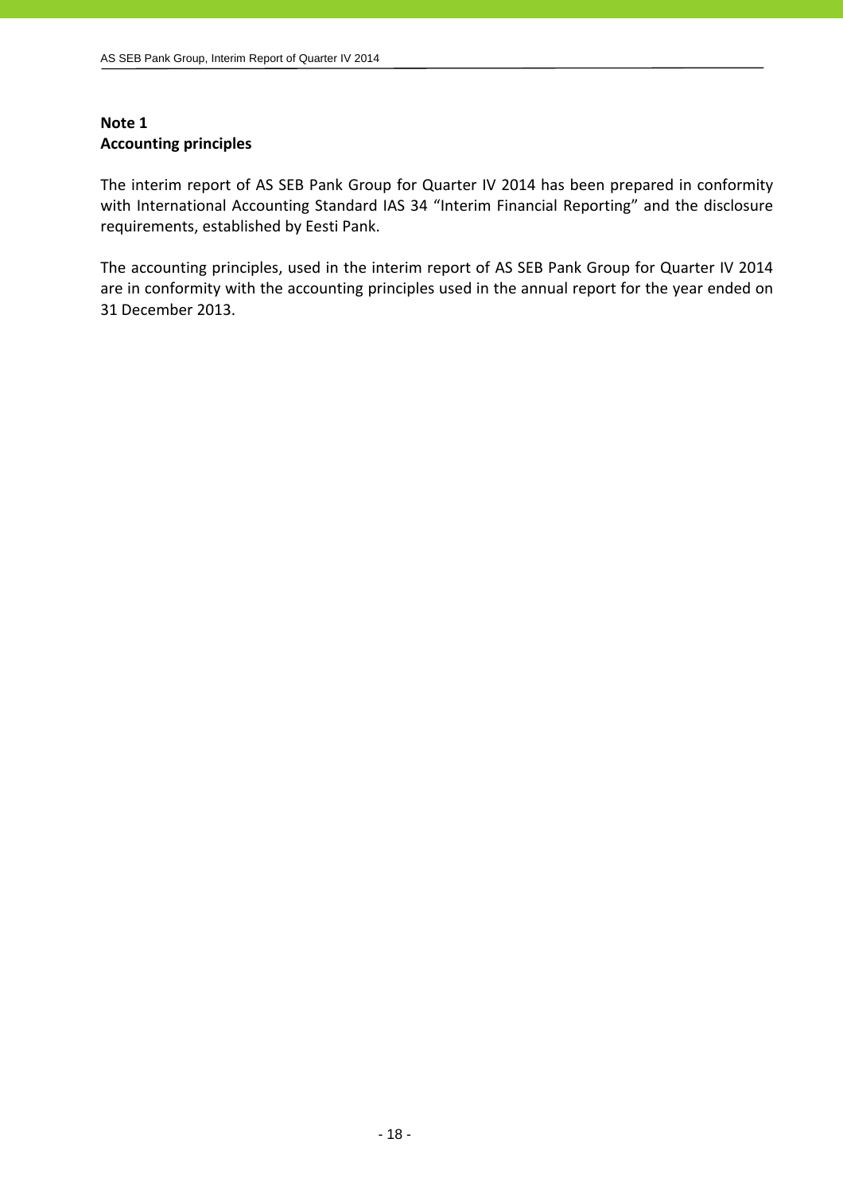**Note 1**
**Accounting principles**

The interim report of AS SEB Pank Group for Quarter IV 2014 has been prepared in conformity with International Accounting Standard IAS 34 "Interim Financial Reporting" and the disclosure requirements, established by Eesti Pank.

The accounting principles, used in the interim report of AS SEB Pank Group for Quarter IV 2014 are in conformity with the accounting principles used in the annual report for the year ended on 31 December 2013.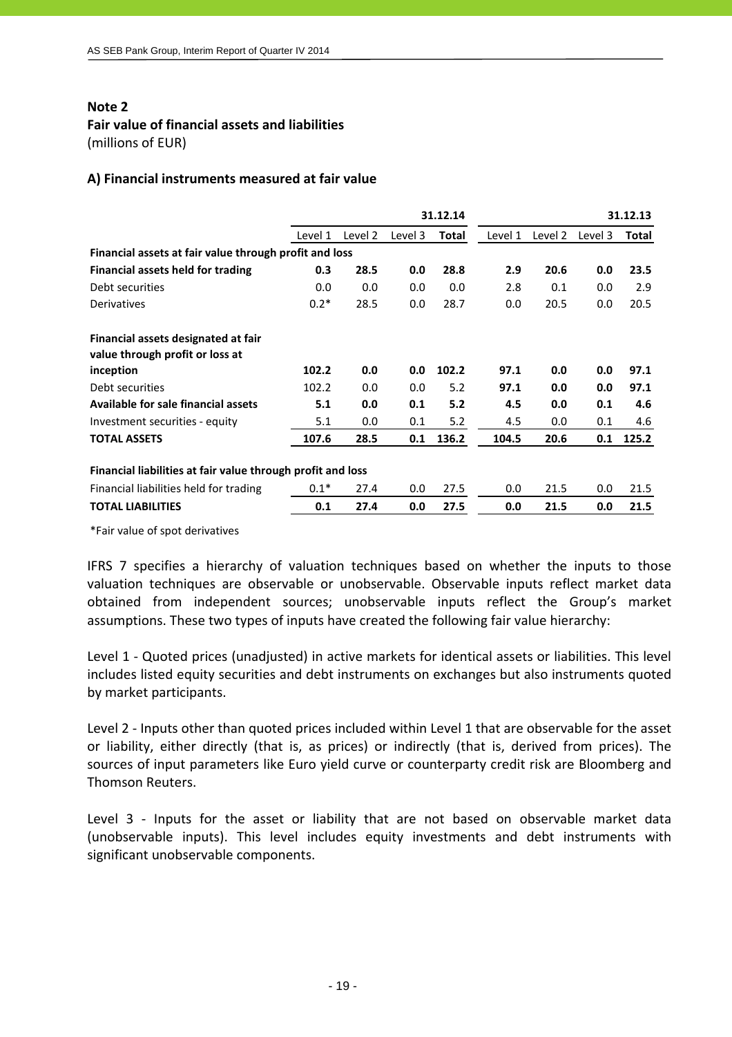**Note 2**

**Fair value of financial assets and liabilities**

(millions of EUR)

**A) Financial instruments measured at fair value**

| | 31.12.14 | | | | 31.12.13 | | | |
|---|---|---|---|---|---|---|---|---|
| | Level 1 | Level 2 | Level 3 | **Total** | Level 1 | Level 2 | Level 3 | **Total** |
| **Financial assets at fair value through profit and loss** | | | | | | | | |
| **Financial assets held for trading** | **0.3** | **28.5** | **0.0** | **28.8** | **2.9** | **20.6** | **0.0** | **23.5** |
| Debt securities | 0.0 | 0.0 | 0.0 | 0.0 | 2.8 | 0.1 | 0.0 | 2.9 |
| Derivatives | 0.2* | 28.5 | 0.0 | 28.7 | 0.0 | 20.5 | 0.0 | 20.5 |
| **Financial assets designated at fair value through profit or loss at inception** | **102.2** | **0.0** | **0.0** | **102.2** | **97.1** | **0.0** | **0.0** | **97.1** |
| Debt securities | 102.2 | 0.0 | 0.0 | 5.2 | **97.1** | **0.0** | **0.0** | **97.1** |
| **Available for sale financial assets** | **5.1** | **0.0** | **0.1** | **5.2** | **4.5** | **0.0** | **0.1** | **4.6** |
| Investment securities - equity | 5.1 | 0.0 | 0.1 | 5.2 | 4.5 | 0.0 | 0.1 | 4.6 |
| **TOTAL ASSETS** | **107.6** | **28.5** | **0.1** | **136.2** | **104.5** | **20.6** | **0.1** | **125.2** |
| **Financial liabilities at fair value through profit and loss** | | | | | | | | |
| Financial liabilities held for trading | 0.1* | 27.4 | 0.0 | 27.5 | 0.0 | 21.5 | 0.0 | 21.5 |
| **TOTAL LIABILITIES** | **0.1** | **27.4** | **0.0** | **27.5** | **0.0** | **21.5** | **0.0** | **21.5** |

*Fair value of spot derivatives

IFRS 7 specifies a hierarchy of valuation techniques based on whether the inputs to those valuation techniques are observable or unobservable. Observable inputs reflect market data obtained from independent sources; unobservable inputs reflect the Group's market assumptions. These two types of inputs have created the following fair value hierarchy:

Level 1 - Quoted prices (unadjusted) in active markets for identical assets or liabilities. This level includes listed equity securities and debt instruments on exchanges but also instruments quoted by market participants.

Level 2 - Inputs other than quoted prices included within Level 1 that are observable for the asset or liability, either directly (that is, as prices) or indirectly (that is, derived from prices). The sources of input parameters like Euro yield curve or counterparty credit risk are Bloomberg and Thomson Reuters.

Level 3 - Inputs for the asset or liability that are not based on observable market data (unobservable inputs). This level includes equity investments and debt instruments with significant unobservable components.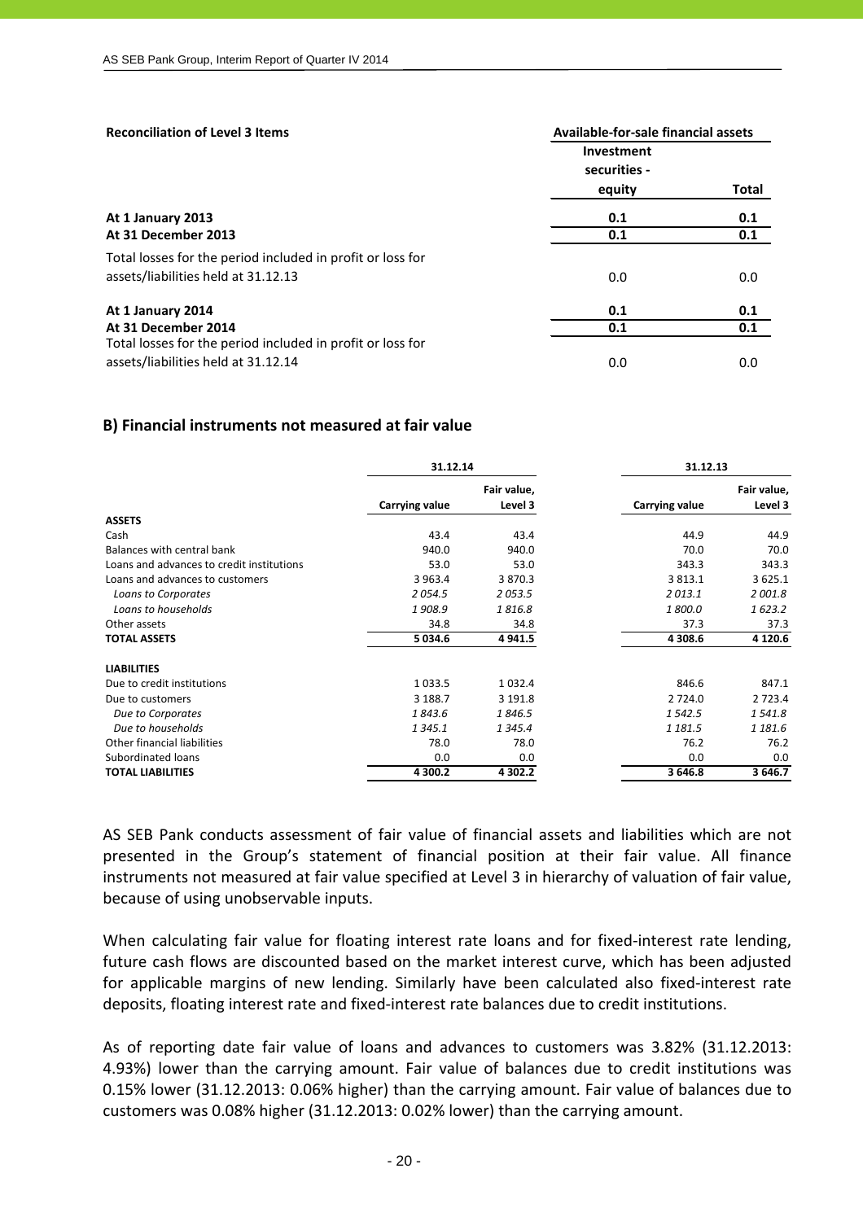| **Reconciliation of Level 3 Items** | **Available-for-sale financial assets** | |
|---|---|---|
| | **Investment securities - equity** | **Total** |
| **At 1 January 2013** | **0.1** | **0.1** |
| **At 31 December 2013** | **0.1** | **0.1** |
| Total losses for the period included in profit or loss for assets/liabilities held at 31.12.13 | 0.0 | 0.0 |
| **At 1 January 2014** | **0.1** | **0.1** |
| **At 31 December 2014** | **0.1** | **0.1** |
| Total losses for the period included in profit or loss for assets/liabilities held at 31.12.14 | 0.0 | 0.0 |

## B) Financial instruments not measured at fair value

| | **31.12.14** | | **31.12.13** | |
|---|---|---|---|---|
| | **Carrying value** | **Fair value, Level 3** | **Carrying value** | **Fair value, Level 3** |
| **ASSETS** | | | | |
| Cash | 43.4 | 43.4 | 44.9 | 44.9 |
| Balances with central bank | 940.0 | 940.0 | 70.0 | 70.0 |
| Loans and advances to credit institutions | 53.0 | 53.0 | 343.3 | 343.3 |
| Loans and advances to customers | 3 963.4 | 3 870.3 | 3 813.1 | 3 625.1 |
| *Loans to Corporates* | *2 054.5* | *2 053.5* | *2 013.1* | *2 001.8* |
| *Loans to households* | *1 908.9* | *1 816.8* | *1 800.0* | *1 623.2* |
| Other assets | 34.8 | 34.8 | 37.3 | 37.3 |
| **TOTAL ASSETS** | **5 034.6** | **4 941.5** | **4 308.6** | **4 120.6** |
| **LIABILITIES** | | | | |
| Due to credit institutions | 1 033.5 | 1 032.4 | 846.6 | 847.1 |
| Due to customers | 3 188.7 | 3 191.8 | 2 724.0 | 2 723.4 |
| *Due to Corporates* | *1 843.6* | *1 846.5* | *1 542.5* | *1 541.8* |
| *Due to households* | *1 345.1* | *1 345.4* | *1 181.5* | *1 181.6* |
| Other financial liabilities | 78.0 | 78.0 | 76.2 | 76.2 |
| Subordinated loans | 0.0 | 0.0 | 0.0 | 0.0 |
| **TOTAL LIABILITIES** | **4 300.2** | **4 302.2** | **3 646.8** | **3 646.7** |

AS SEB Pank conducts assessment of fair value of financial assets and liabilities which are not presented in the Group's statement of financial position at their fair value. All finance instruments not measured at fair value specified at Level 3 in hierarchy of valuation of fair value, because of using unobservable inputs.

When calculating fair value for floating interest rate loans and for fixed-interest rate lending, future cash flows are discounted based on the market interest curve, which has been adjusted for applicable margins of new lending. Similarly have been calculated also fixed-interest rate deposits, floating interest rate and fixed-interest rate balances due to credit institutions.

As of reporting date fair value of loans and advances to customers was 3.82% (31.12.2013: 4.93%) lower than the carrying amount. Fair value of balances due to credit institutions was 0.15% lower (31.12.2013: 0.06% higher) than the carrying amount. Fair value of balances due to customers was 0.08% higher (31.12.2013: 0.02% lower) than the carrying amount.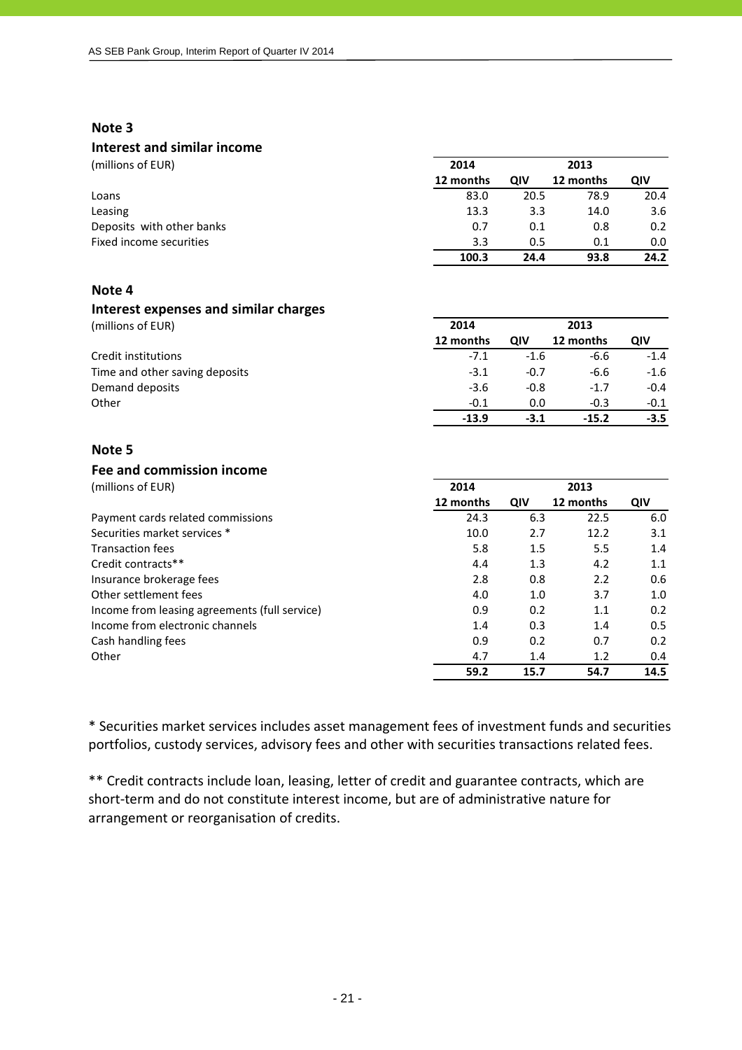## Note 3

### Interest and similar income

| (millions of EUR) | 2014 | | 2013 | |
|---|---|---|---|---|
| | 12 months | QIV | 12 months | QIV |
| Loans | 83.0 | 20.5 | 78.9 | 20.4 |
| Leasing | 13.3 | 3.3 | 14.0 | 3.6 |
| Deposits with other banks | 0.7 | 0.1 | 0.8 | 0.2 |
| Fixed income securities | 3.3 | 0.5 | 0.1 | 0.0 |
| | **100.3** | **24.4** | **93.8** | **24.2** |

## Note 4

### Interest expenses and similar charges

| (millions of EUR) | 2014 | | 2013 | |
|---|---|---|---|---|
| | 12 months | QIV | 12 months | QIV |
| Credit institutions | -7.1 | -1.6 | -6.6 | -1.4 |
| Time and other saving deposits | -3.1 | -0.7 | -6.6 | -1.6 |
| Demand deposits | -3.6 | -0.8 | -1.7 | -0.4 |
| Other | -0.1 | 0.0 | -0.3 | -0.1 |
| | **-13.9** | **-3.1** | **-15.2** | **-3.5** |

## Note 5

### Fee and commission income

| (millions of EUR) | 2014 | | 2013 | |
|---|---|---|---|---|
| | 12 months | QIV | 12 months | QIV |
| Payment cards related commissions | 24.3 | 6.3 | 22.5 | 6.0 |
| Securities market services * | 10.0 | 2.7 | 12.2 | 3.1 |
| Transaction fees | 5.8 | 1.5 | 5.5 | 1.4 |
| Credit contracts** | 4.4 | 1.3 | 4.2 | 1.1 |
| Insurance brokerage fees | 2.8 | 0.8 | 2.2 | 0.6 |
| Other settlement fees | 4.0 | 1.0 | 3.7 | 1.0 |
| Income from leasing agreements (full service) | 0.9 | 0.2 | 1.1 | 0.2 |
| Income from electronic channels | 1.4 | 0.3 | 1.4 | 0.5 |
| Cash handling fees | 0.9 | 0.2 | 0.7 | 0.2 |
| Other | 4.7 | 1.4 | 1.2 | 0.4 |
| | **59.2** | **15.7** | **54.7** | **14.5** |

* Securities market services includes asset management fees of investment funds and securities portfolios, custody services, advisory fees and other with securities transactions related fees.

** Credit contracts include loan, leasing, letter of credit and guarantee contracts, which are short-term and do not constitute interest income, but are of administrative nature for arrangement or reorganisation of credits.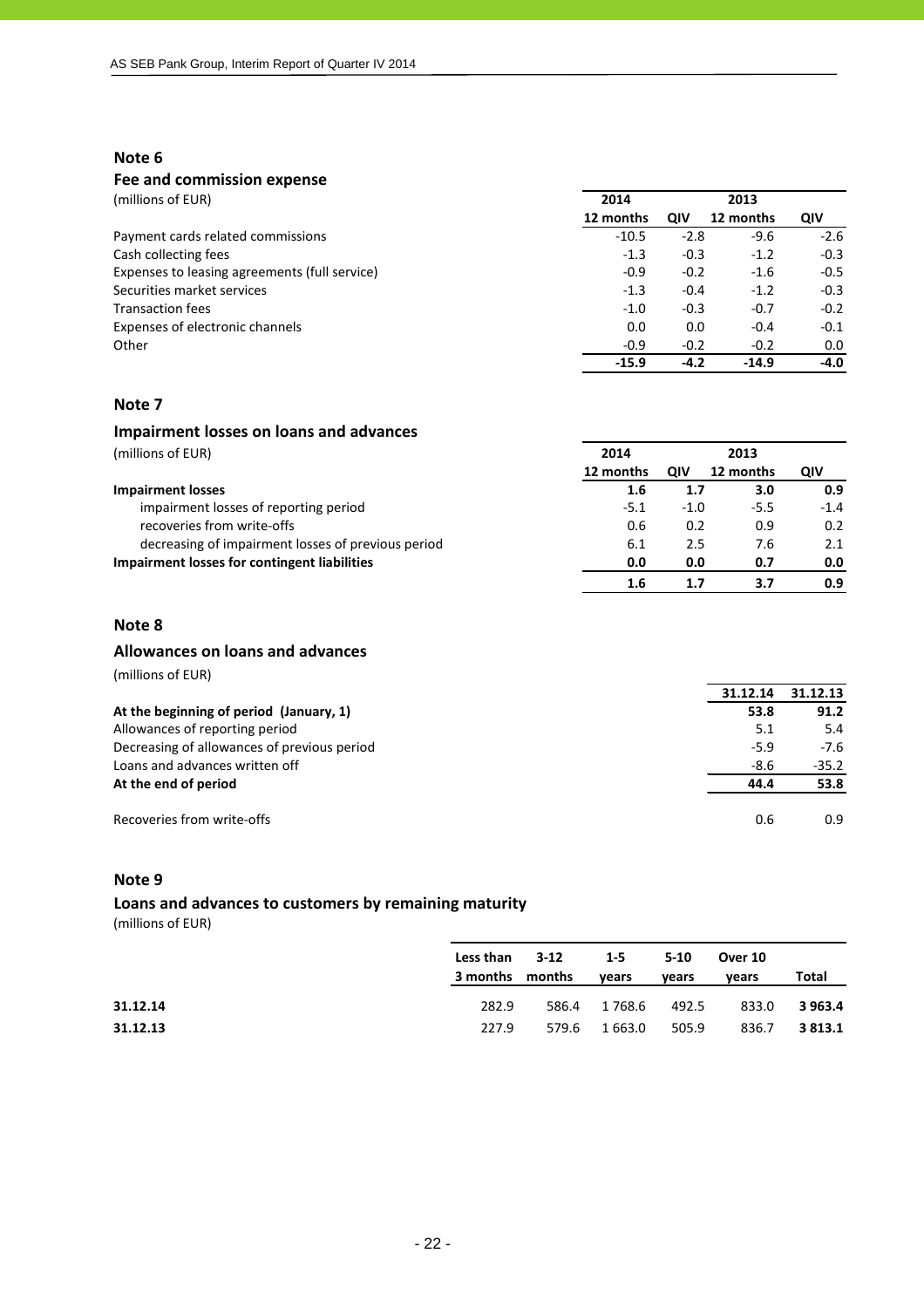## Note 6

### Fee and commission expense

(millions of EUR)

| | 2014 | | 2013 | |
|---|---|---|---|---|
| | 12 months | QIV | 12 months | QIV |
| Payment cards related commissions | -10.5 | -2.8 | -9.6 | -2.6 |
| Cash collecting fees | -1.3 | -0.3 | -1.2 | -0.3 |
| Expenses to leasing agreements (full service) | -0.9 | -0.2 | -1.6 | -0.5 |
| Securities market services | -1.3 | -0.4 | -1.2 | -0.3 |
| Transaction fees | -1.0 | -0.3 | -0.7 | -0.2 |
| Expenses of electronic channels | 0.0 | 0.0 | -0.4 | -0.1 |
| Other | -0.9 | -0.2 | -0.2 | 0.0 |
| | **-15.9** | **-4.2** | **-14.9** | **-4.0** |

## Note 7

### Impairment losses on loans and advances

(millions of EUR)

| | 2014 | | 2013 | |
|---|---|---|---|---|
| | 12 months | QIV | 12 months | QIV |
| **Impairment losses** | **1.6** | **1.7** | **3.0** | **0.9** |
| impairment losses of reporting period | -5.1 | -1.0 | -5.5 | -1.4 |
| recoveries from write-offs | 0.6 | 0.2 | 0.9 | 0.2 |
| decreasing of impairment losses of previous period | 6.1 | 2.5 | 7.6 | 2.1 |
| **Impairment losses for contingent liabilities** | **0.0** | **0.0** | **0.7** | **0.0** |
| | **1.6** | **1.7** | **3.7** | **0.9** |

## Note 8

### Allowances on loans and advances

(millions of EUR)

| | 31.12.14 | 31.12.13 |
|---|---|---|
| **At the beginning of period (January, 1)** | **53.8** | **91.2** |
| Allowances of reporting period | 5.1 | 5.4 |
| Decreasing of allowances of previous period | -5.9 | -7.6 |
| Loans and advances written off | -8.6 | -35.2 |
| **At the end of period** | **44.4** | **53.8** |
| | | |
| Recoveries from write-offs | 0.6 | 0.9 |

## Note 9

### Loans and advances to customers by remaining maturity

(millions of EUR)

| | Less than 3 months | 3-12 months | 1-5 years | 5-10 years | Over 10 years | Total |
|---|---|---|---|---|---|---|
| **31.12.14** | 282.9 | 586.4 | 1 768.6 | 492.5 | 833.0 | **3 963.4** |
| **31.12.13** | 227.9 | 579.6 | 1 663.0 | 505.9 | 836.7 | **3 813.1** |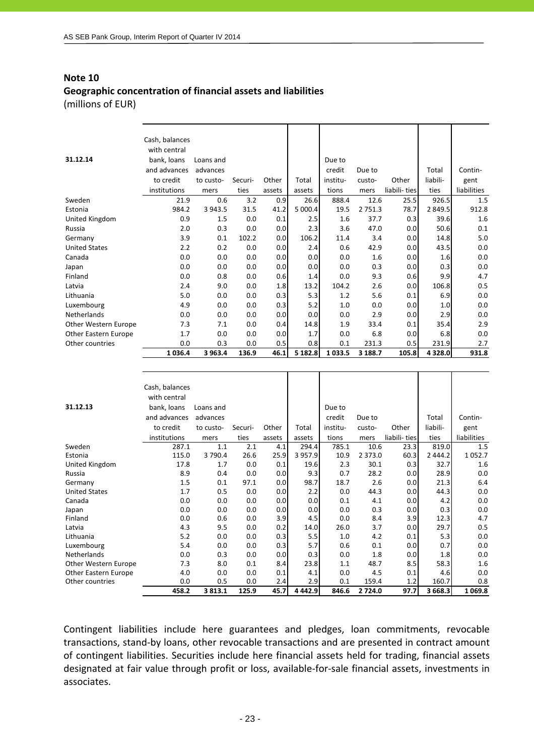## Note 10

## Geographic concentration of financial assets and liabilities

(millions of EUR)

| 31.12.14 | Cash, balances with central bank, loans and advances to credit institutions | Loans and advances to customers | Securities | Other assets | Total assets | Due to credit institutions | Due to customers | Other liabili- ties | Total liabilities | Contingent liabilities |
|---|---|---|---|---|---|---|---|---|---|---|
| Sweden | 21.9 | 0.6 | 3.2 | 0.9 | 26.6 | 888.4 | 12.6 | 25.5 | 926.5 | 1.5 |
| Estonia | 984.2 | 3 943.5 | 31.5 | 41.2 | 5 000.4 | 19.5 | 2 751.3 | 78.7 | 2 849.5 | 912.8 |
| United Kingdom | 0.9 | 1.5 | 0.0 | 0.1 | 2.5 | 1.6 | 37.7 | 0.3 | 39.6 | 1.6 |
| Russia | 2.0 | 0.3 | 0.0 | 0.0 | 2.3 | 3.6 | 47.0 | 0.0 | 50.6 | 0.1 |
| Germany | 3.9 | 0.1 | 102.2 | 0.0 | 106.2 | 11.4 | 3.4 | 0.0 | 14.8 | 5.0 |
| United States | 2.2 | 0.2 | 0.0 | 0.0 | 2.4 | 0.6 | 42.9 | 0.0 | 43.5 | 0.0 |
| Canada | 0.0 | 0.0 | 0.0 | 0.0 | 0.0 | 0.0 | 1.6 | 0.0 | 1.6 | 0.0 |
| Japan | 0.0 | 0.0 | 0.0 | 0.0 | 0.0 | 0.0 | 0.3 | 0.0 | 0.3 | 0.0 |
| Finland | 0.0 | 0.8 | 0.0 | 0.6 | 1.4 | 0.0 | 9.3 | 0.6 | 9.9 | 4.7 |
| Latvia | 2.4 | 9.0 | 0.0 | 1.8 | 13.2 | 104.2 | 2.6 | 0.0 | 106.8 | 0.5 |
| Lithuania | 5.0 | 0.0 | 0.0 | 0.3 | 5.3 | 1.2 | 5.6 | 0.1 | 6.9 | 0.0 |
| Luxembourg | 4.9 | 0.0 | 0.0 | 0.3 | 5.2 | 1.0 | 0.0 | 0.0 | 1.0 | 0.0 |
| Netherlands | 0.0 | 0.0 | 0.0 | 0.0 | 0.0 | 0.0 | 2.9 | 0.0 | 2.9 | 0.0 |
| Other Western Europe | 7.3 | 7.1 | 0.0 | 0.4 | 14.8 | 1.9 | 33.4 | 0.1 | 35.4 | 2.9 |
| Other Eastern Europe | 1.7 | 0.0 | 0.0 | 0.0 | 1.7 | 0.0 | 6.8 | 0.0 | 6.8 | 0.0 |
| Other countries | 0.0 | 0.3 | 0.0 | 0.5 | 0.8 | 0.1 | 231.3 | 0.5 | 231.9 | 2.7 |
| | **1 036.4** | **3 963.4** | **136.9** | **46.1** | **5 182.8** | **1 033.5** | **3 188.7** | **105.8** | **4 328.0** | **931.8** |

| 31.12.13 | Cash, balances with central bank, loans and advances to credit institutions | Loans and advances to customers | Securities | Other assets | Total assets | Due to credit institutions | Due to customers | Other liabili- ties | Total liabilities | Contingent liabilities |
|---|---|---|---|---|---|---|---|---|---|---|
| Sweden | 287.1 | 1.1 | 2.1 | 4.1 | 294.4 | 785.1 | 10.6 | 23.3 | 819.0 | 1.5 |
| Estonia | 115.0 | 3 790.4 | 26.6 | 25.9 | 3 957.9 | 10.9 | 2 373.0 | 60.3 | 2 444.2 | 1 052.7 |
| United Kingdom | 17.8 | 1.7 | 0.0 | 0.1 | 19.6 | 2.3 | 30.1 | 0.3 | 32.7 | 1.6 |
| Russia | 8.9 | 0.4 | 0.0 | 0.0 | 9.3 | 0.7 | 28.2 | 0.0 | 28.9 | 0.0 |
| Germany | 1.5 | 0.1 | 97.1 | 0.0 | 98.7 | 18.7 | 2.6 | 0.0 | 21.3 | 6.4 |
| United States | 1.7 | 0.5 | 0.0 | 0.0 | 2.2 | 0.0 | 44.3 | 0.0 | 44.3 | 0.0 |
| Canada | 0.0 | 0.0 | 0.0 | 0.0 | 0.0 | 0.1 | 4.1 | 0.0 | 4.2 | 0.0 |
| Japan | 0.0 | 0.0 | 0.0 | 0.0 | 0.0 | 0.0 | 0.3 | 0.0 | 0.3 | 0.0 |
| Finland | 0.0 | 0.6 | 0.0 | 3.9 | 4.5 | 0.0 | 8.4 | 3.9 | 12.3 | 4.7 |
| Latvia | 4.3 | 9.5 | 0.0 | 0.2 | 14.0 | 26.0 | 3.7 | 0.0 | 29.7 | 0.5 |
| Lithuania | 5.2 | 0.0 | 0.0 | 0.3 | 5.5 | 1.0 | 4.2 | 0.1 | 5.3 | 0.0 |
| Luxembourg | 5.4 | 0.0 | 0.0 | 0.3 | 5.7 | 0.6 | 0.1 | 0.0 | 0.7 | 0.0 |
| Netherlands | 0.0 | 0.3 | 0.0 | 0.0 | 0.3 | 0.0 | 1.8 | 0.0 | 1.8 | 0.0 |
| Other Western Europe | 7.3 | 8.0 | 0.1 | 8.4 | 23.8 | 1.1 | 48.7 | 8.5 | 58.3 | 1.6 |
| Other Eastern Europe | 4.0 | 0.0 | 0.0 | 0.1 | 4.1 | 0.0 | 4.5 | 0.1 | 4.6 | 0.0 |
| Other countries | 0.0 | 0.5 | 0.0 | 2.4 | 2.9 | 0.1 | 159.4 | 1.2 | 160.7 | 0.8 |
| | **458.2** | **3 813.1** | **125.9** | **45.7** | **4 442.9** | **846.6** | **2 724.0** | **97.7** | **3 668.3** | **1 069.8** |

Contingent liabilities include here guarantees and pledges, loan commitments, revocable transactions, stand-by loans, other revocable transactions and are presented in contract amount of contingent liabilities. Securities include here financial assets held for trading, financial assets designated at fair value through profit or loss, available-for-sale financial assets, investments in associates.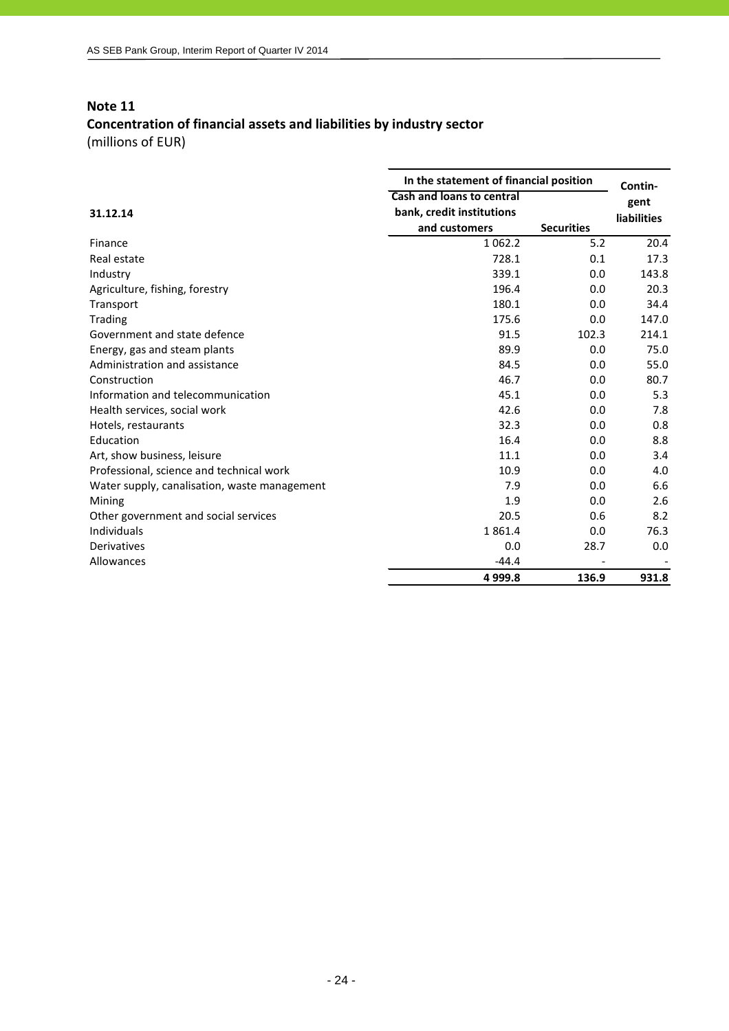## Note 11

### Concentration of financial assets and liabilities by industry sector

(millions of EUR)

| 31.12.14 | In the statement of financial position | | Contin-gent liabilities |
|---|---|---|---|
| | Cash and loans to central bank, credit institutions and customers | Securities | |
| Finance | 1 062.2 | 5.2 | 20.4 |
| Real estate | 728.1 | 0.1 | 17.3 |
| Industry | 339.1 | 0.0 | 143.8 |
| Agriculture, fishing, forestry | 196.4 | 0.0 | 20.3 |
| Transport | 180.1 | 0.0 | 34.4 |
| Trading | 175.6 | 0.0 | 147.0 |
| Government and state defence | 91.5 | 102.3 | 214.1 |
| Energy, gas and steam plants | 89.9 | 0.0 | 75.0 |
| Administration and assistance | 84.5 | 0.0 | 55.0 |
| Construction | 46.7 | 0.0 | 80.7 |
| Information and telecommunication | 45.1 | 0.0 | 5.3 |
| Health services, social work | 42.6 | 0.0 | 7.8 |
| Hotels, restaurants | 32.3 | 0.0 | 0.8 |
| Education | 16.4 | 0.0 | 8.8 |
| Art, show business, leisure | 11.1 | 0.0 | 3.4 |
| Professional, science and technical work | 10.9 | 0.0 | 4.0 |
| Water supply, canalisation, waste management | 7.9 | 0.0 | 6.6 |
| Mining | 1.9 | 0.0 | 2.6 |
| Other government and social services | 20.5 | 0.6 | 8.2 |
| Individuals | 1 861.4 | 0.0 | 76.3 |
| Derivatives | 0.0 | 28.7 | 0.0 |
| Allowances | -44.4 | - | - |
| | **4 999.8** | **136.9** | **931.8** |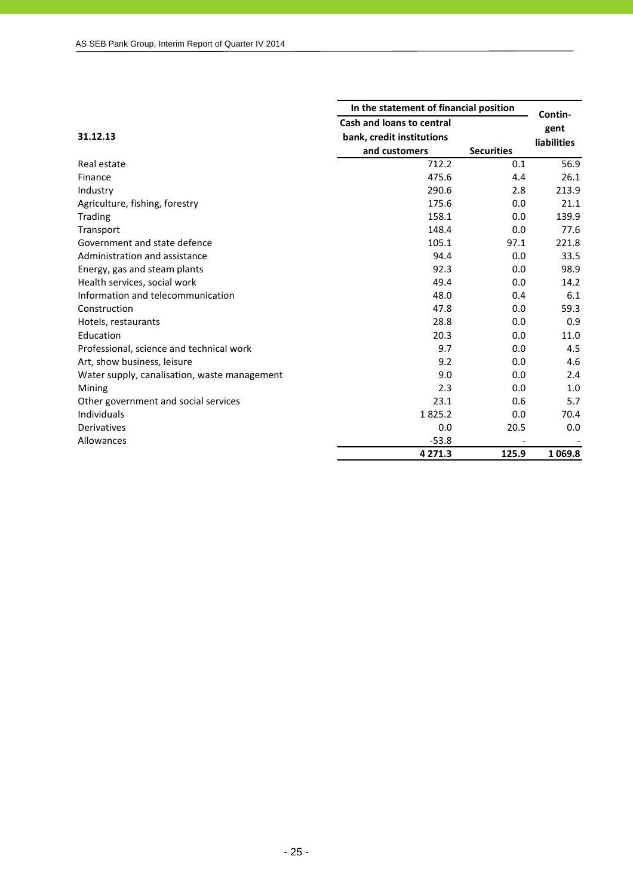| 31.12.13 | In the statement of financial position | | Contingent liabilities |
|---|---|---|---|
| | Cash and loans to central bank, credit institutions and customers | Securities | |
| Real estate | 712.2 | 0.1 | 56.9 |
| Finance | 475.6 | 4.4 | 26.1 |
| Industry | 290.6 | 2.8 | 213.9 |
| Agriculture, fishing, forestry | 175.6 | 0.0 | 21.1 |
| Trading | 158.1 | 0.0 | 139.9 |
| Transport | 148.4 | 0.0 | 77.6 |
| Government and state defence | 105.1 | 97.1 | 221.8 |
| Administration and assistance | 94.4 | 0.0 | 33.5 |
| Energy, gas and steam plants | 92.3 | 0.0 | 98.9 |
| Health services, social work | 49.4 | 0.0 | 14.2 |
| Information and telecommunication | 48.0 | 0.4 | 6.1 |
| Construction | 47.8 | 0.0 | 59.3 |
| Hotels, restaurants | 28.8 | 0.0 | 0.9 |
| Education | 20.3 | 0.0 | 11.0 |
| Professional, science and technical work | 9.7 | 0.0 | 4.5 |
| Art, show business, leisure | 9.2 | 0.0 | 4.6 |
| Water supply, canalisation, waste management | 9.0 | 0.0 | 2.4 |
| Mining | 2.3 | 0.0 | 1.0 |
| Other government and social services | 23.1 | 0.6 | 5.7 |
| Individuals | 1 825.2 | 0.0 | 70.4 |
| Derivatives | 0.0 | 20.5 | 0.0 |
| Allowances | -53.8 | - | - |
| | **4 271.3** | **125.9** | **1 069.8** |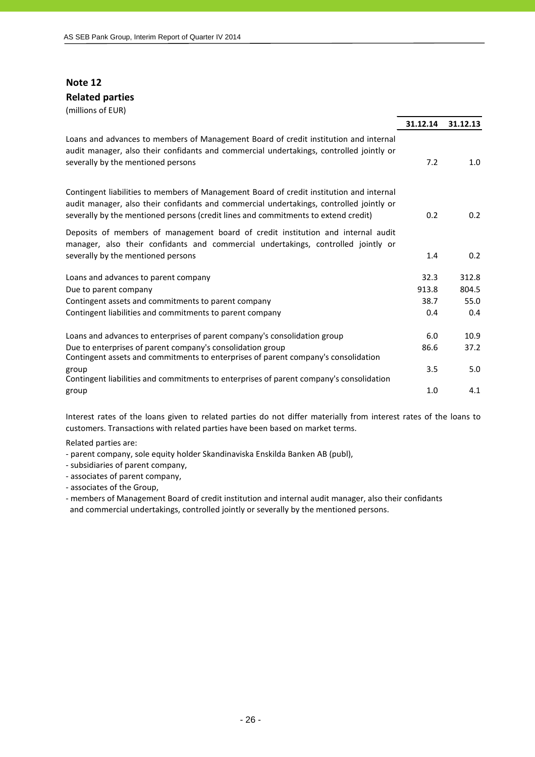## Note 12

## Related parties

(millions of EUR)

| | 31.12.14 | 31.12.13 |
|---|---|---|
| Loans and advances to members of Management Board of credit institution and internal audit manager, also their confidants and commercial undertakings, controlled jointly or severally by the mentioned persons | 7.2 | 1.0 |
| Contingent liabilities to members of Management Board of credit institution and internal audit manager, also their confidants and commercial undertakings, controlled jointly or severally by the mentioned persons (credit lines and commitments to extend credit) | 0.2 | 0.2 |
| Deposits of members of management board of credit institution and internal audit manager, also their confidants and commercial undertakings, controlled jointly or severally by the mentioned persons | 1.4 | 0.2 |
| Loans and advances to parent company | 32.3 | 312.8 |
| Due to parent company | 913.8 | 804.5 |
| Contingent assets and commitments to parent company | 38.7 | 55.0 |
| Contingent liabilities and commitments to parent company | 0.4 | 0.4 |
| Loans and advances to enterprises of parent company's consolidation group | 6.0 | 10.9 |
| Due to enterprises of parent company's consolidation group | 86.6 | 37.2 |
| Contingent assets and commitments to enterprises of parent company's consolidation group | 3.5 | 5.0 |
| Contingent liabilities and commitments to enterprises of parent company's consolidation group | 1.0 | 4.1 |

Interest rates of the loans given to related parties do not differ materially from interest rates of the loans to customers. Transactions with related parties have been based on market terms.

Related parties are:

- parent company, sole equity holder Skandinaviska Enskilda Banken AB (publ),
- subsidiaries of parent company,
- associates of parent company,
- associates of the Group,
- members of Management Board of credit institution and internal audit manager, also their confidants and commercial undertakings, controlled jointly or severally by the mentioned persons.